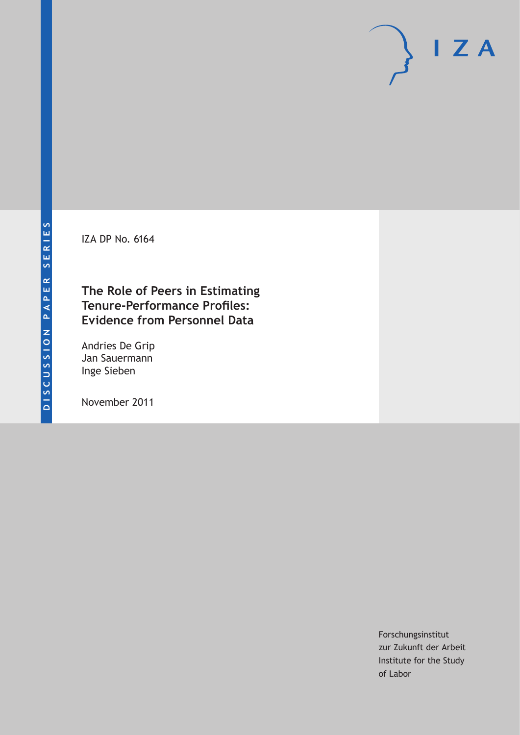DISCUSSION PAPER SERIES

IZA DP No. 6164

# The Role of Peers in Estimating Tenure-Performance Profiles: Evidence from Personnel Data

Andries De Grip
Jan Sauermann
Inge Sieben

November 2011

Forschungsinstitut
zur Zukunft der Arbeit
Institute for the Study
of Labor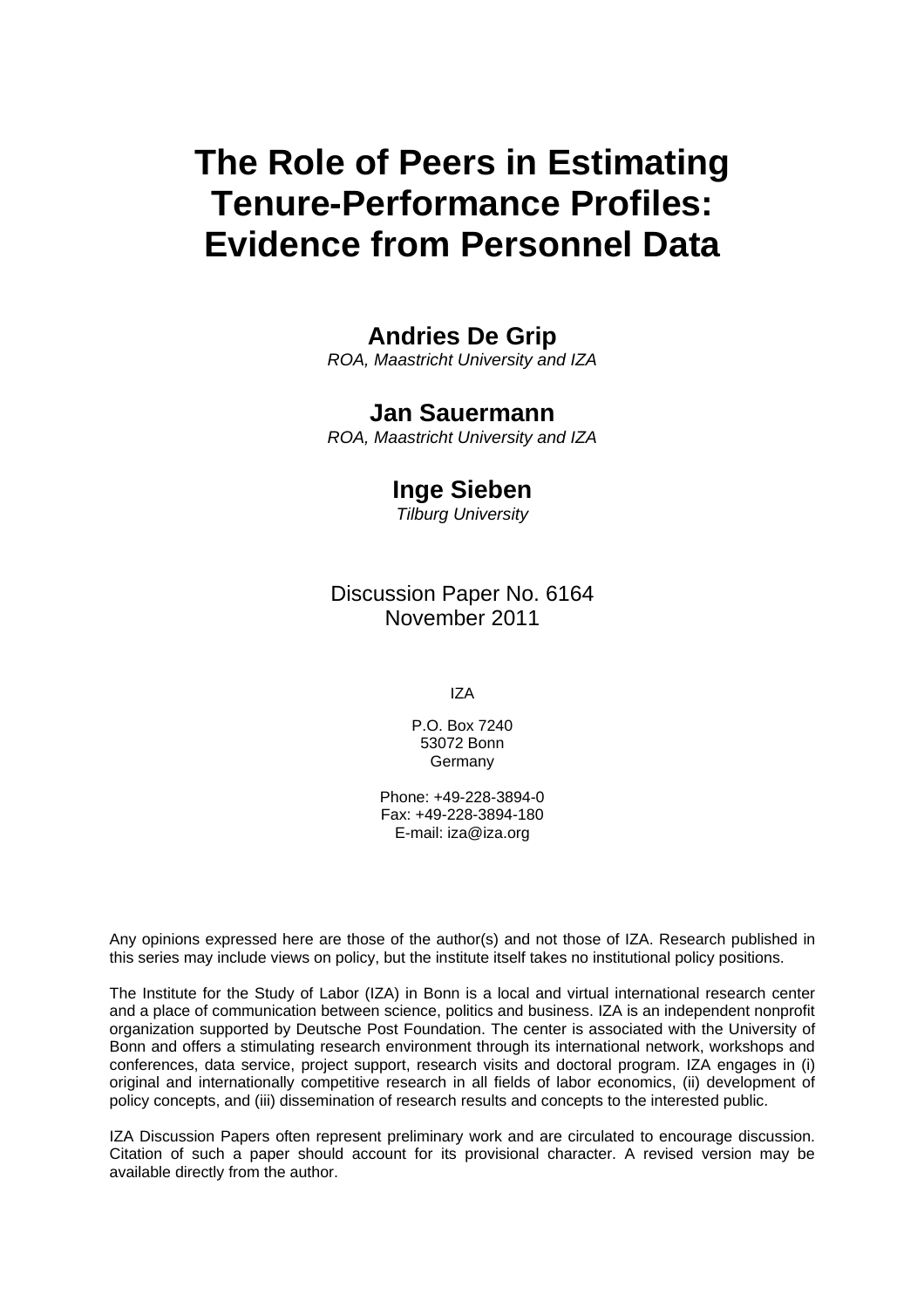# The Role of Peers in Estimating Tenure-Performance Profiles: Evidence from Personnel Data

**Andries De Grip**
*ROA, Maastricht University and IZA*

**Jan Sauermann**
*ROA, Maastricht University and IZA*

**Inge Sieben**
*Tilburg University*

Discussion Paper No. 6164
November 2011

IZA

P.O. Box 7240
53072 Bonn
Germany

Phone: +49-228-3894-0
Fax: +49-228-3894-180
E-mail: iza@iza.org

Any opinions expressed here are those of the author(s) and not those of IZA. Research published in this series may include views on policy, but the institute itself takes no institutional policy positions.

The Institute for the Study of Labor (IZA) in Bonn is a local and virtual international research center and a place of communication between science, politics and business. IZA is an independent nonprofit organization supported by Deutsche Post Foundation. The center is associated with the University of Bonn and offers a stimulating research environment through its international network, workshops and conferences, data service, project support, research visits and doctoral program. IZA engages in (i) original and internationally competitive research in all fields of labor economics, (ii) development of policy concepts, and (iii) dissemination of research results and concepts to the interested public.

IZA Discussion Papers often represent preliminary work and are circulated to encourage discussion. Citation of such a paper should account for its provisional character. A revised version may be available directly from the author.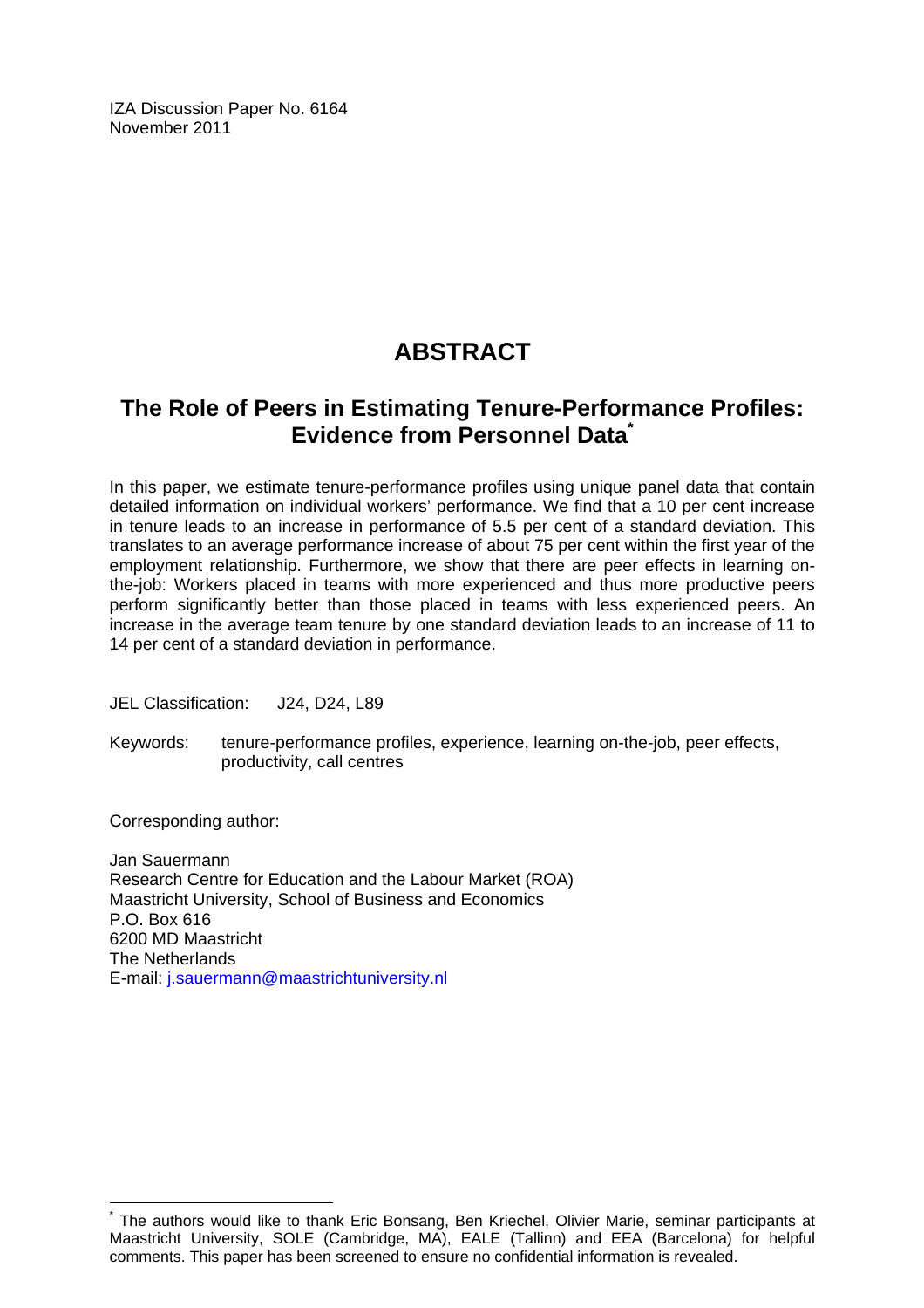IZA Discussion Paper No. 6164
November 2011

# ABSTRACT

## The Role of Peers in Estimating Tenure-Performance Profiles: Evidence from Personnel Data*

In this paper, we estimate tenure-performance profiles using unique panel data that contain detailed information on individual workers' performance. We find that a 10 per cent increase in tenure leads to an increase in performance of 5.5 per cent of a standard deviation. This translates to an average performance increase of about 75 per cent within the first year of the employment relationship. Furthermore, we show that there are peer effects in learning on-the-job: Workers placed in teams with more experienced and thus more productive peers perform significantly better than those placed in teams with less experienced peers. An increase in the average team tenure by one standard deviation leads to an increase of 11 to 14 per cent of a standard deviation in performance.

JEL Classification: J24, D24, L89

Keywords: tenure-performance profiles, experience, learning on-the-job, peer effects, productivity, call centres

Corresponding author:

Jan Sauermann
Research Centre for Education and the Labour Market (ROA)
Maastricht University, School of Business and Economics
P.O. Box 616
6200 MD Maastricht
The Netherlands
E-mail: j.sauermann@maastrichtuniversity.nl

---

* The authors would like to thank Eric Bonsang, Ben Kriechel, Olivier Marie, seminar participants at Maastricht University, SOLE (Cambridge, MA), EALE (Tallinn) and EEA (Barcelona) for helpful comments. This paper has been screened to ensure no confidential information is revealed.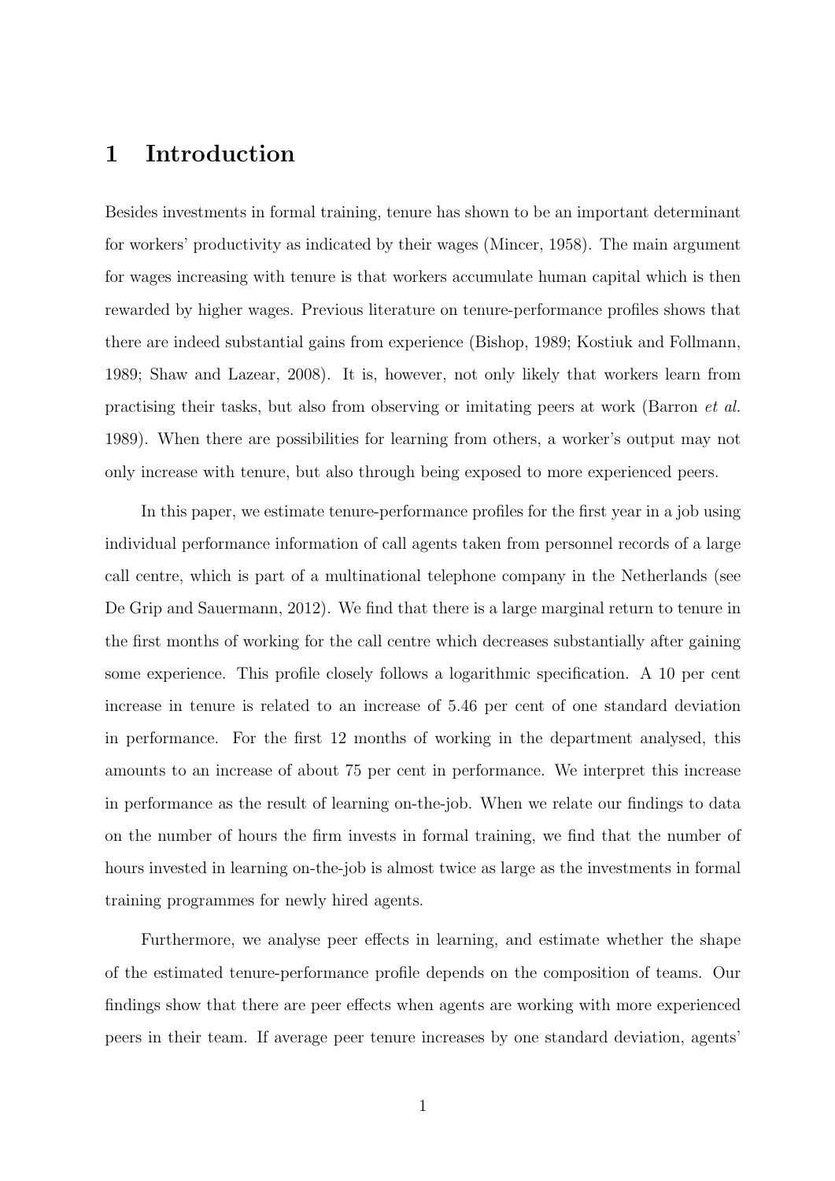# 1 Introduction

Besides investments in formal training, tenure has shown to be an important determinant for workers' productivity as indicated by their wages (Mincer, 1958). The main argument for wages increasing with tenure is that workers accumulate human capital which is then rewarded by higher wages. Previous literature on tenure-performance profiles shows that there are indeed substantial gains from experience (Bishop, 1989; Kostiuk and Follmann, 1989; Shaw and Lazear, 2008). It is, however, not only likely that workers learn from practising their tasks, but also from observing or imitating peers at work (Barron *et al.* 1989). When there are possibilities for learning from others, a worker's output may not only increase with tenure, but also through being exposed to more experienced peers.

In this paper, we estimate tenure-performance profiles for the first year in a job using individual performance information of call agents taken from personnel records of a large call centre, which is part of a multinational telephone company in the Netherlands (see De Grip and Sauermann, 2012). We find that there is a large marginal return to tenure in the first months of working for the call centre which decreases substantially after gaining some experience. This profile closely follows a logarithmic specification. A 10 per cent increase in tenure is related to an increase of 5.46 per cent of one standard deviation in performance. For the first 12 months of working in the department analysed, this amounts to an increase of about 75 per cent in performance. We interpret this increase in performance as the result of learning on-the-job. When we relate our findings to data on the number of hours the firm invests in formal training, we find that the number of hours invested in learning on-the-job is almost twice as large as the investments in formal training programmes for newly hired agents.

Furthermore, we analyse peer effects in learning, and estimate whether the shape of the estimated tenure-performance profile depends on the composition of teams. Our findings show that there are peer effects when agents are working with more experienced peers in their team. If average peer tenure increases by one standard deviation, agents'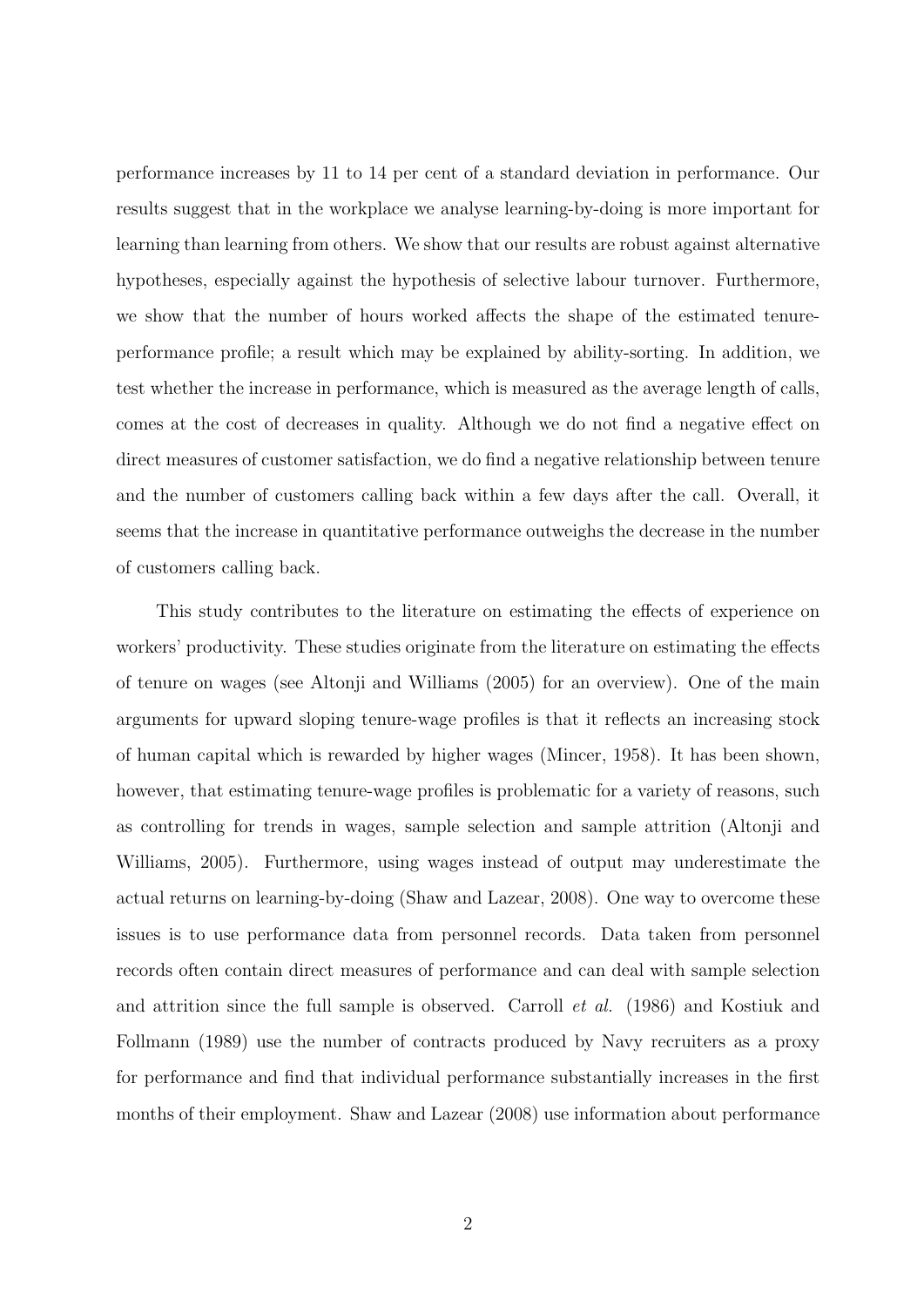performance increases by 11 to 14 per cent of a standard deviation in performance. Our results suggest that in the workplace we analyse learning-by-doing is more important for learning than learning from others. We show that our results are robust against alternative hypotheses, especially against the hypothesis of selective labour turnover. Furthermore, we show that the number of hours worked affects the shape of the estimated tenure-performance profile; a result which may be explained by ability-sorting. In addition, we test whether the increase in performance, which is measured as the average length of calls, comes at the cost of decreases in quality. Although we do not find a negative effect on direct measures of customer satisfaction, we do find a negative relationship between tenure and the number of customers calling back within a few days after the call. Overall, it seems that the increase in quantitative performance outweighs the decrease in the number of customers calling back.

This study contributes to the literature on estimating the effects of experience on workers' productivity. These studies originate from the literature on estimating the effects of tenure on wages (see Altonji and Williams (2005) for an overview). One of the main arguments for upward sloping tenure-wage profiles is that it reflects an increasing stock of human capital which is rewarded by higher wages (Mincer, 1958). It has been shown, however, that estimating tenure-wage profiles is problematic for a variety of reasons, such as controlling for trends in wages, sample selection and sample attrition (Altonji and Williams, 2005). Furthermore, using wages instead of output may underestimate the actual returns on learning-by-doing (Shaw and Lazear, 2008). One way to overcome these issues is to use performance data from personnel records. Data taken from personnel records often contain direct measures of performance and can deal with sample selection and attrition since the full sample is observed. Carroll *et al.* (1986) and Kostiuk and Follmann (1989) use the number of contracts produced by Navy recruiters as a proxy for performance and find that individual performance substantially increases in the first months of their employment. Shaw and Lazear (2008) use information about performance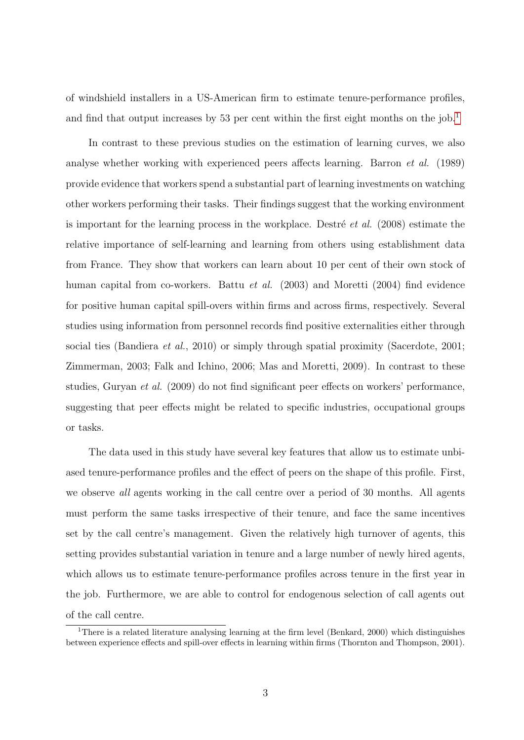of windshield installers in a US-American firm to estimate tenure-performance profiles, and find that output increases by 53 per cent within the first eight months on the job.[1]

In contrast to these previous studies on the estimation of learning curves, we also analyse whether working with experienced peers affects learning. Barron *et al.* (1989) provide evidence that workers spend a substantial part of learning investments on watching other workers performing their tasks. Their findings suggest that the working environment is important for the learning process in the workplace. Destré *et al.* (2008) estimate the relative importance of self-learning and learning from others using establishment data from France. They show that workers can learn about 10 per cent of their own stock of human capital from co-workers. Battu *et al.* (2003) and Moretti (2004) find evidence for positive human capital spill-overs within firms and across firms, respectively. Several studies using information from personnel records find positive externalities either through social ties (Bandiera *et al.*, 2010) or simply through spatial proximity (Sacerdote, 2001; Zimmerman, 2003; Falk and Ichino, 2006; Mas and Moretti, 2009). In contrast to these studies, Guryan *et al.* (2009) do not find significant peer effects on workers' performance, suggesting that peer effects might be related to specific industries, occupational groups or tasks.

The data used in this study have several key features that allow us to estimate unbiased tenure-performance profiles and the effect of peers on the shape of this profile. First, we observe *all* agents working in the call centre over a period of 30 months. All agents must perform the same tasks irrespective of their tenure, and face the same incentives set by the call centre's management. Given the relatively high turnover of agents, this setting provides substantial variation in tenure and a large number of newly hired agents, which allows us to estimate tenure-performance profiles across tenure in the first year in the job. Furthermore, we are able to control for endogenous selection of call agents out of the call centre.

[1] There is a related literature analysing learning at the firm level (Benkard, 2000) which distinguishes between experience effects and spill-over effects in learning within firms (Thornton and Thompson, 2001).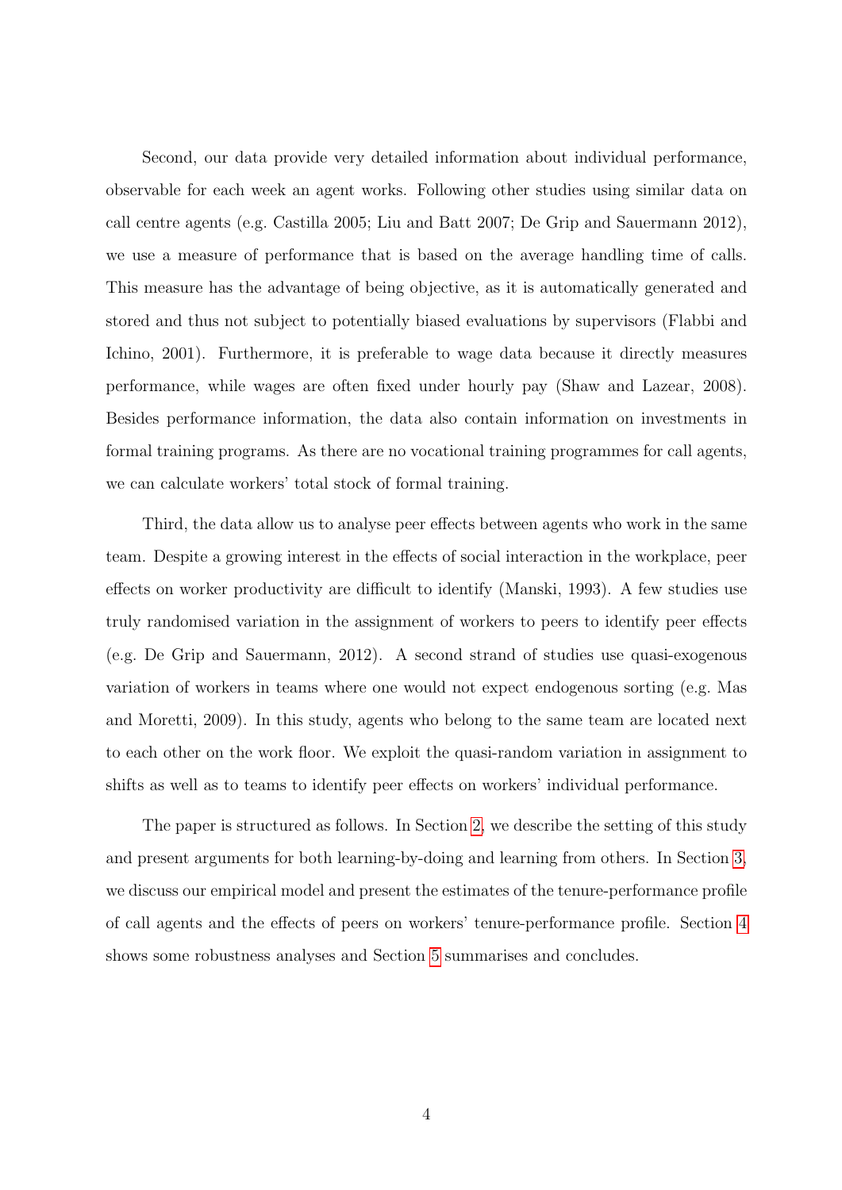Second, our data provide very detailed information about individual performance, observable for each week an agent works. Following other studies using similar data on call centre agents (e.g. Castilla 2005; Liu and Batt 2007; De Grip and Sauermann 2012), we use a measure of performance that is based on the average handling time of calls. This measure has the advantage of being objective, as it is automatically generated and stored and thus not subject to potentially biased evaluations by supervisors (Flabbi and Ichino, 2001). Furthermore, it is preferable to wage data because it directly measures performance, while wages are often fixed under hourly pay (Shaw and Lazear, 2008). Besides performance information, the data also contain information on investments in formal training programs. As there are no vocational training programmes for call agents, we can calculate workers' total stock of formal training.

Third, the data allow us to analyse peer effects between agents who work in the same team. Despite a growing interest in the effects of social interaction in the workplace, peer effects on worker productivity are difficult to identify (Manski, 1993). A few studies use truly randomised variation in the assignment of workers to peers to identify peer effects (e.g. De Grip and Sauermann, 2012). A second strand of studies use quasi-exogenous variation of workers in teams where one would not expect endogenous sorting (e.g. Mas and Moretti, 2009). In this study, agents who belong to the same team are located next to each other on the work floor. We exploit the quasi-random variation in assignment to shifts as well as to teams to identify peer effects on workers' individual performance.

The paper is structured as follows. In Section 2, we describe the setting of this study and present arguments for both learning-by-doing and learning from others. In Section 3, we discuss our empirical model and present the estimates of the tenure-performance profile of call agents and the effects of peers on workers' tenure-performance profile. Section 4 shows some robustness analyses and Section 5 summarises and concludes.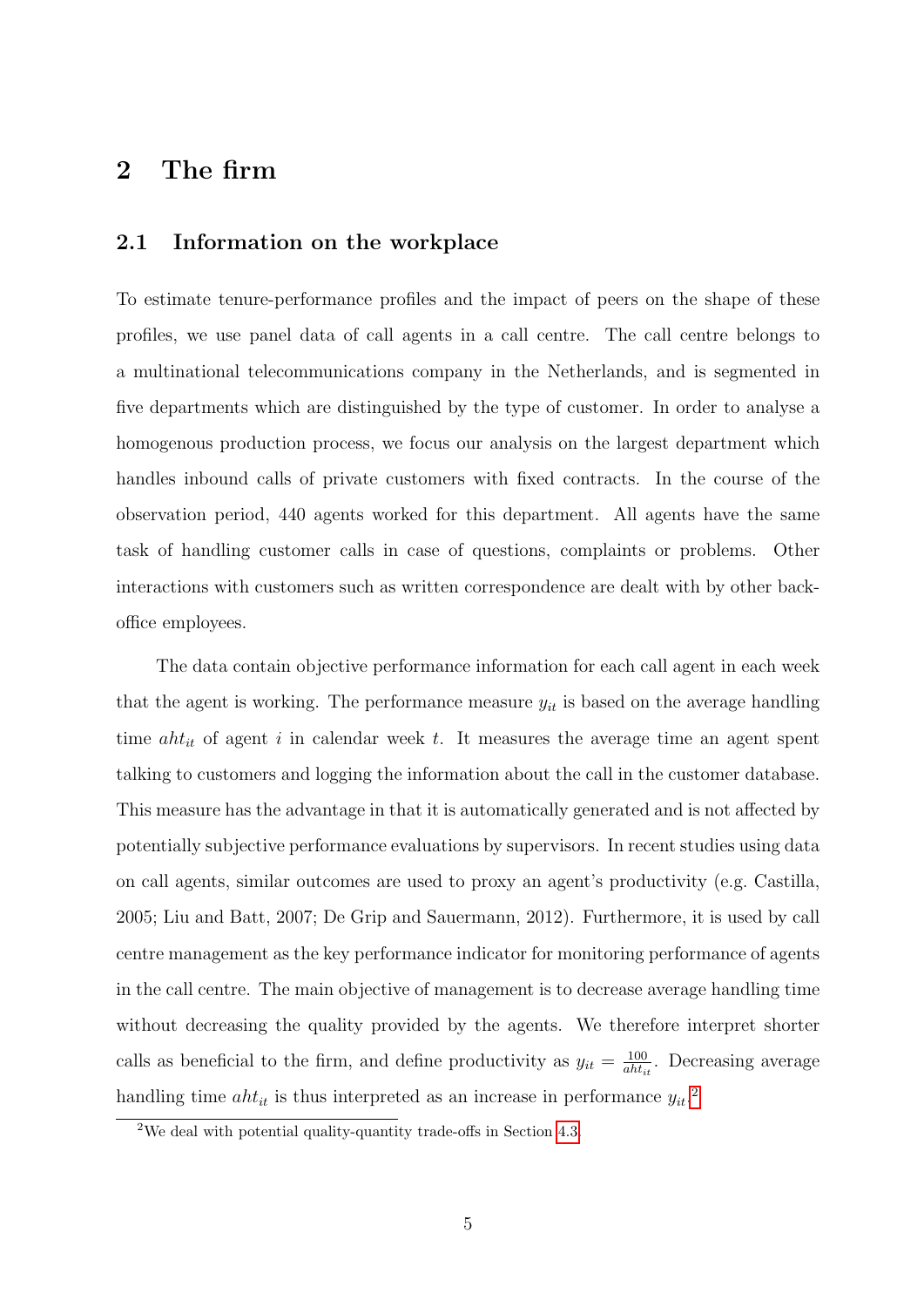# 2 The firm

## 2.1 Information on the workplace

To estimate tenure-performance profiles and the impact of peers on the shape of these profiles, we use panel data of call agents in a call centre. The call centre belongs to a multinational telecommunications company in the Netherlands, and is segmented in five departments which are distinguished by the type of customer. In order to analyse a homogenous production process, we focus our analysis on the largest department which handles inbound calls of private customers with fixed contracts. In the course of the observation period, 440 agents worked for this department. All agents have the same task of handling customer calls in case of questions, complaints or problems. Other interactions with customers such as written correspondence are dealt with by other back-office employees.

The data contain objective performance information for each call agent in each week that the agent is working. The performance measure $y_{it}$ is based on the average handling time $aht_{it}$ of agent $i$ in calendar week $t$. It measures the average time an agent spent talking to customers and logging the information about the call in the customer database. This measure has the advantage in that it is automatically generated and is not affected by potentially subjective performance evaluations by supervisors. In recent studies using data on call agents, similar outcomes are used to proxy an agent's productivity (e.g. Castilla, 2005; Liu and Batt, 2007; De Grip and Sauermann, 2012). Furthermore, it is used by call centre management as the key performance indicator for monitoring performance of agents in the call centre. The main objective of management is to decrease average handling time without decreasing the quality provided by the agents. We therefore interpret shorter calls as beneficial to the firm, and define productivity as $y_{it} = \frac{100}{aht_{it}}$. Decreasing average handling time $aht_{it}$ is thus interpreted as an increase in performance $y_{it}$.[2]

[2] We deal with potential quality-quantity trade-offs in Section 4.3.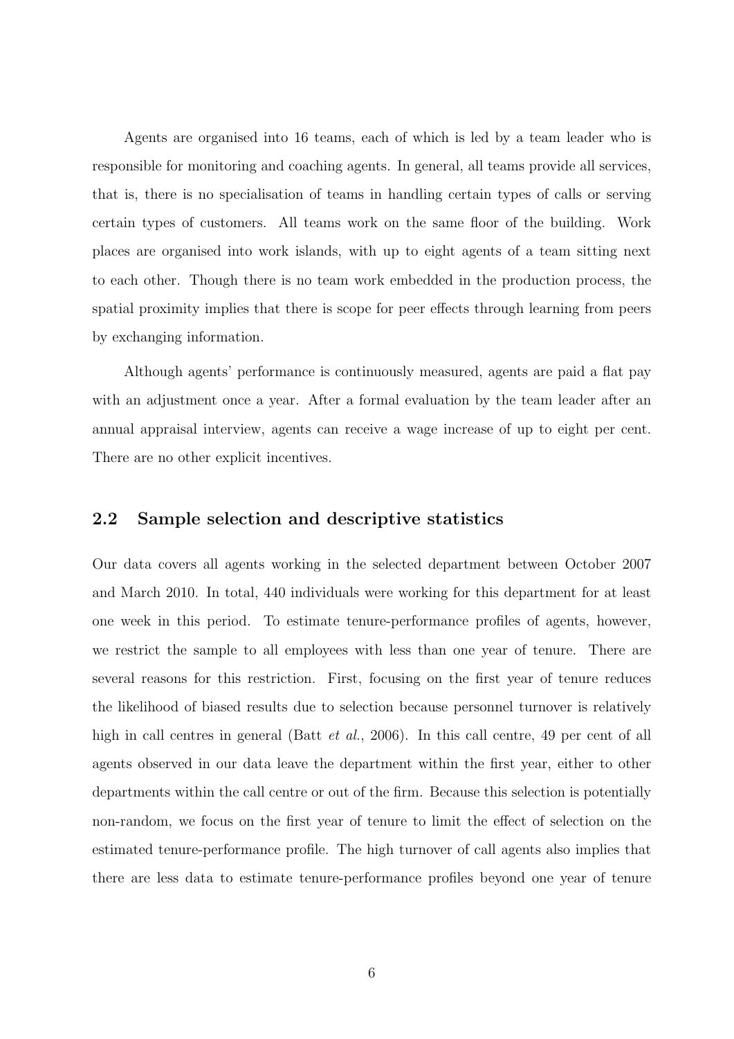Agents are organised into 16 teams, each of which is led by a team leader who is responsible for monitoring and coaching agents. In general, all teams provide all services, that is, there is no specialisation of teams in handling certain types of calls or serving certain types of customers. All teams work on the same floor of the building. Work places are organised into work islands, with up to eight agents of a team sitting next to each other. Though there is no team work embedded in the production process, the spatial proximity implies that there is scope for peer effects through learning from peers by exchanging information.

Although agents' performance is continuously measured, agents are paid a flat pay with an adjustment once a year. After a formal evaluation by the team leader after an annual appraisal interview, agents can receive a wage increase of up to eight per cent. There are no other explicit incentives.

## 2.2 Sample selection and descriptive statistics

Our data covers all agents working in the selected department between October 2007 and March 2010. In total, 440 individuals were working for this department for at least one week in this period. To estimate tenure-performance profiles of agents, however, we restrict the sample to all employees with less than one year of tenure. There are several reasons for this restriction. First, focusing on the first year of tenure reduces the likelihood of biased results due to selection because personnel turnover is relatively high in call centres in general (Batt *et al.*, 2006). In this call centre, 49 per cent of all agents observed in our data leave the department within the first year, either to other departments within the call centre or out of the firm. Because this selection is potentially non-random, we focus on the first year of tenure to limit the effect of selection on the estimated tenure-performance profile. The high turnover of call agents also implies that there are less data to estimate tenure-performance profiles beyond one year of tenure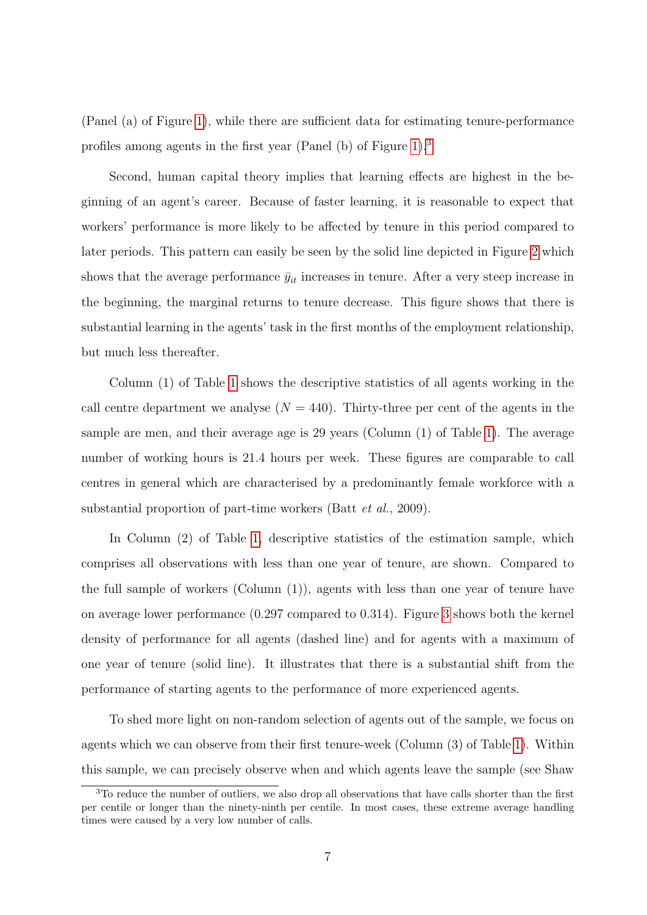(Panel (a) of Figure 1), while there are sufficient data for estimating tenure-performance profiles among agents in the first year (Panel (b) of Figure 1).[3]

Second, human capital theory implies that learning effects are highest in the beginning of an agent's career. Because of faster learning, it is reasonable to expect that workers' performance is more likely to be affected by tenure in this period compared to later periods. This pattern can easily be seen by the solid line depicted in Figure 2 which shows that the average performance $\bar{y}_{it}$ increases in tenure. After a very steep increase in the beginning, the marginal returns to tenure decrease. This figure shows that there is substantial learning in the agents' task in the first months of the employment relationship, but much less thereafter.

Column (1) of Table 1 shows the descriptive statistics of all agents working in the call centre department we analyse ($N = 440$). Thirty-three per cent of the agents in the sample are men, and their average age is 29 years (Column (1) of Table 1). The average number of working hours is 21.4 hours per week. These figures are comparable to call centres in general which are characterised by a predominantly female workforce with a substantial proportion of part-time workers (Batt *et al.*, 2009).

In Column (2) of Table 1, descriptive statistics of the estimation sample, which comprises all observations with less than one year of tenure, are shown. Compared to the full sample of workers (Column (1)), agents with less than one year of tenure have on average lower performance (0.297 compared to 0.314). Figure 3 shows both the kernel density of performance for all agents (dashed line) and for agents with a maximum of one year of tenure (solid line). It illustrates that there is a substantial shift from the performance of starting agents to the performance of more experienced agents.

To shed more light on non-random selection of agents out of the sample, we focus on agents which we can observe from their first tenure-week (Column (3) of Table 1). Within this sample, we can precisely observe when and which agents leave the sample (see Shaw

[3] To reduce the number of outliers, we also drop all observations that have calls shorter than the first per centile or longer than the ninety-ninth per centile. In most cases, these extreme average handling times were caused by a very low number of calls.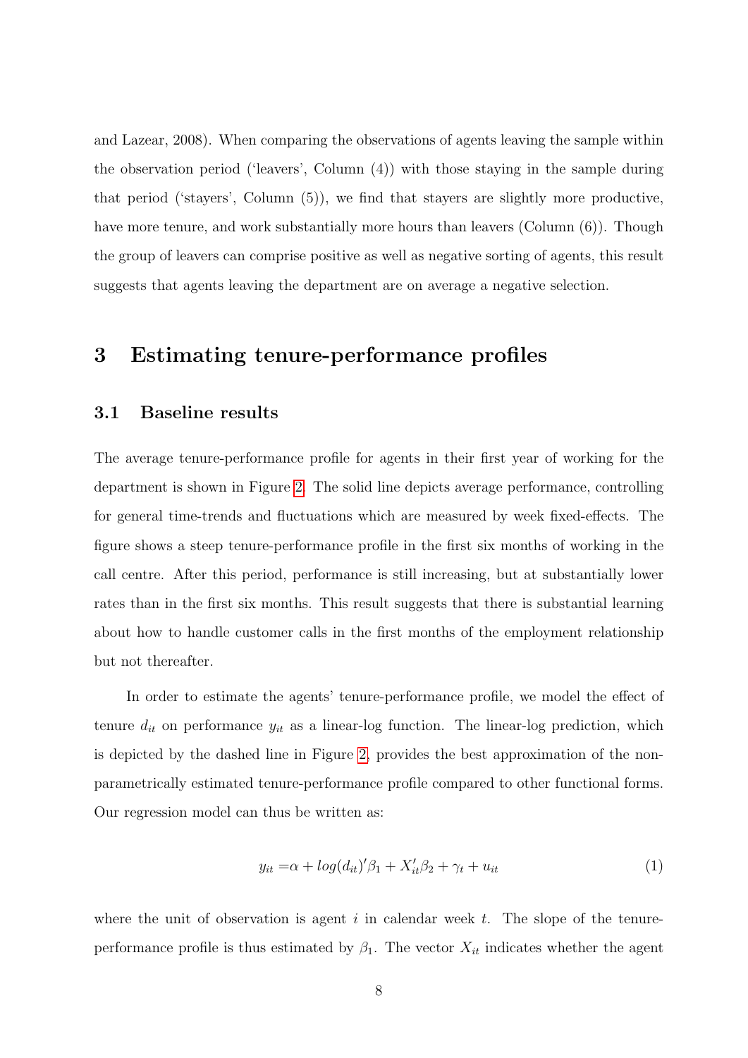and Lazear, 2008). When comparing the observations of agents leaving the sample within the observation period ('leavers', Column (4)) with those staying in the sample during that period ('stayers', Column (5)), we find that stayers are slightly more productive, have more tenure, and work substantially more hours than leavers (Column (6)). Though the group of leavers can comprise positive as well as negative sorting of agents, this result suggests that agents leaving the department are on average a negative selection.

# 3 Estimating tenure-performance profiles

## 3.1 Baseline results

The average tenure-performance profile for agents in their first year of working for the department is shown in Figure 2. The solid line depicts average performance, controlling for general time-trends and fluctuations which are measured by week fixed-effects. The figure shows a steep tenure-performance profile in the first six months of working in the call centre. After this period, performance is still increasing, but at substantially lower rates than in the first six months. This result suggests that there is substantial learning about how to handle customer calls in the first months of the employment relationship but not thereafter.

In order to estimate the agents' tenure-performance profile, we model the effect of tenure $d_{it}$ on performance $y_{it}$ as a linear-log function. The linear-log prediction, which is depicted by the dashed line in Figure 2, provides the best approximation of the non-parametrically estimated tenure-performance profile compared to other functional forms. Our regression model can thus be written as:

$$y_{it} = \alpha + log(d_{it})'\beta_1 + X_{it}'\beta_2 + \gamma_t + u_{it} \quad (1)$$

where the unit of observation is agent $i$ in calendar week $t$. The slope of the tenure-performance profile is thus estimated by $\beta_1$. The vector $X_{it}$ indicates whether the agent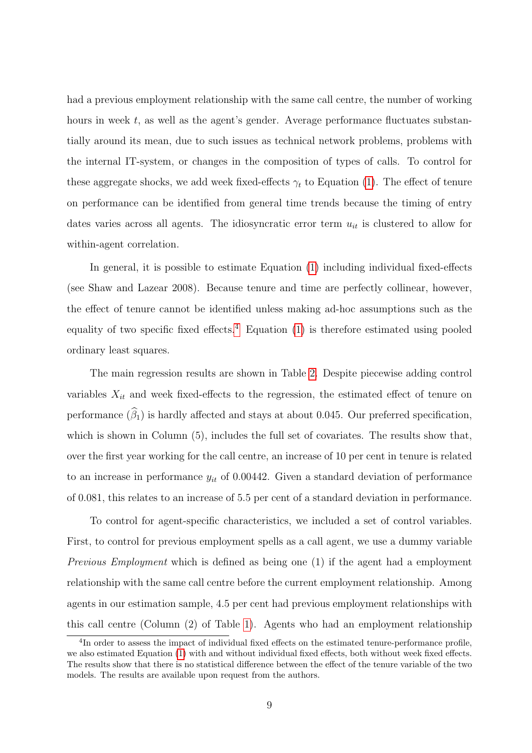had a previous employment relationship with the same call centre, the number of working hours in week $t$, as well as the agent's gender. Average performance fluctuates substantially around its mean, due to such issues as technical network problems, problems with the internal IT-system, or changes in the composition of types of calls. To control for these aggregate shocks, we add week fixed-effects $\gamma_t$ to Equation (1). The effect of tenure on performance can be identified from general time trends because the timing of entry dates varies across all agents. The idiosyncratic error term $u_{it}$ is clustered to allow for within-agent correlation.

In general, it is possible to estimate Equation (1) including individual fixed-effects (see Shaw and Lazear 2008). Because tenure and time are perfectly collinear, however, the effect of tenure cannot be identified unless making ad-hoc assumptions such as the equality of two specific fixed effects.[4] Equation (1) is therefore estimated using pooled ordinary least squares.

The main regression results are shown in Table 2. Despite piecewise adding control variables $X_{it}$ and week fixed-effects to the regression, the estimated effect of tenure on performance ($\widehat{\beta}_1$) is hardly affected and stays at about 0.045. Our preferred specification, which is shown in Column (5), includes the full set of covariates. The results show that, over the first year working for the call centre, an increase of 10 per cent in tenure is related to an increase in performance $y_{it}$ of 0.00442. Given a standard deviation of performance of 0.081, this relates to an increase of 5.5 per cent of a standard deviation in performance.

To control for agent-specific characteristics, we included a set of control variables. First, to control for previous employment spells as a call agent, we use a dummy variable *Previous Employment* which is defined as being one (1) if the agent had a employment relationship with the same call centre before the current employment relationship. Among agents in our estimation sample, 4.5 per cent had previous employment relationships with this call centre (Column (2) of Table 1). Agents who had an employment relationship

[4] In order to assess the impact of individual fixed effects on the estimated tenure-performance profile, we also estimated Equation (1) with and without individual fixed effects, both without week fixed effects. The results show that there is no statistical difference between the effect of the tenure variable of the two models. The results are available upon request from the authors.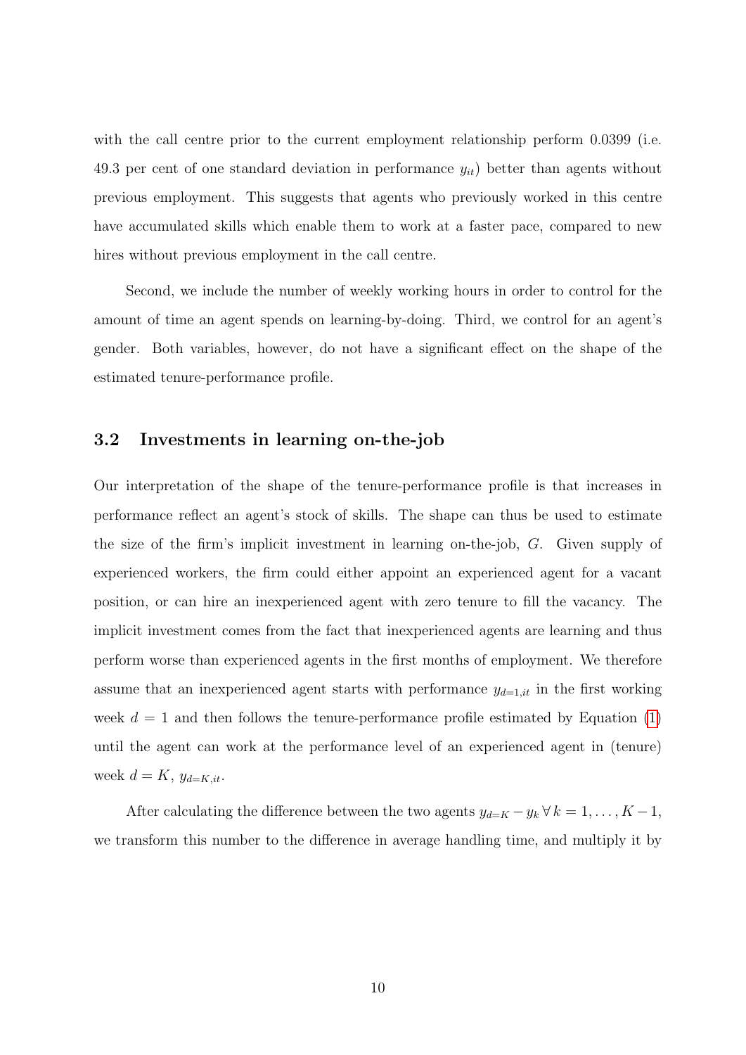with the call centre prior to the current employment relationship perform 0.0399 (i.e. 49.3 per cent of one standard deviation in performance $y_{it}$) better than agents without previous employment. This suggests that agents who previously worked in this centre have accumulated skills which enable them to work at a faster pace, compared to new hires without previous employment in the call centre.

Second, we include the number of weekly working hours in order to control for the amount of time an agent spends on learning-by-doing. Third, we control for an agent's gender. Both variables, however, do not have a significant effect on the shape of the estimated tenure-performance profile.

### 3.2 Investments in learning on-the-job

Our interpretation of the shape of the tenure-performance profile is that increases in performance reflect an agent's stock of skills. The shape can thus be used to estimate the size of the firm's implicit investment in learning on-the-job, $G$. Given supply of experienced workers, the firm could either appoint an experienced agent for a vacant position, or can hire an inexperienced agent with zero tenure to fill the vacancy. The implicit investment comes from the fact that inexperienced agents are learning and thus perform worse than experienced agents in the first months of employment. We therefore assume that an inexperienced agent starts with performance $y_{d=1,it}$ in the first working week $d = 1$ and then follows the tenure-performance profile estimated by Equation (1) until the agent can work at the performance level of an experienced agent in (tenure) week $d = K$, $y_{d=K,it}$.

After calculating the difference between the two agents $y_{d=K} - y_k \, \forall \, k = 1, \ldots, K-1$, we transform this number to the difference in average handling time, and multiply it by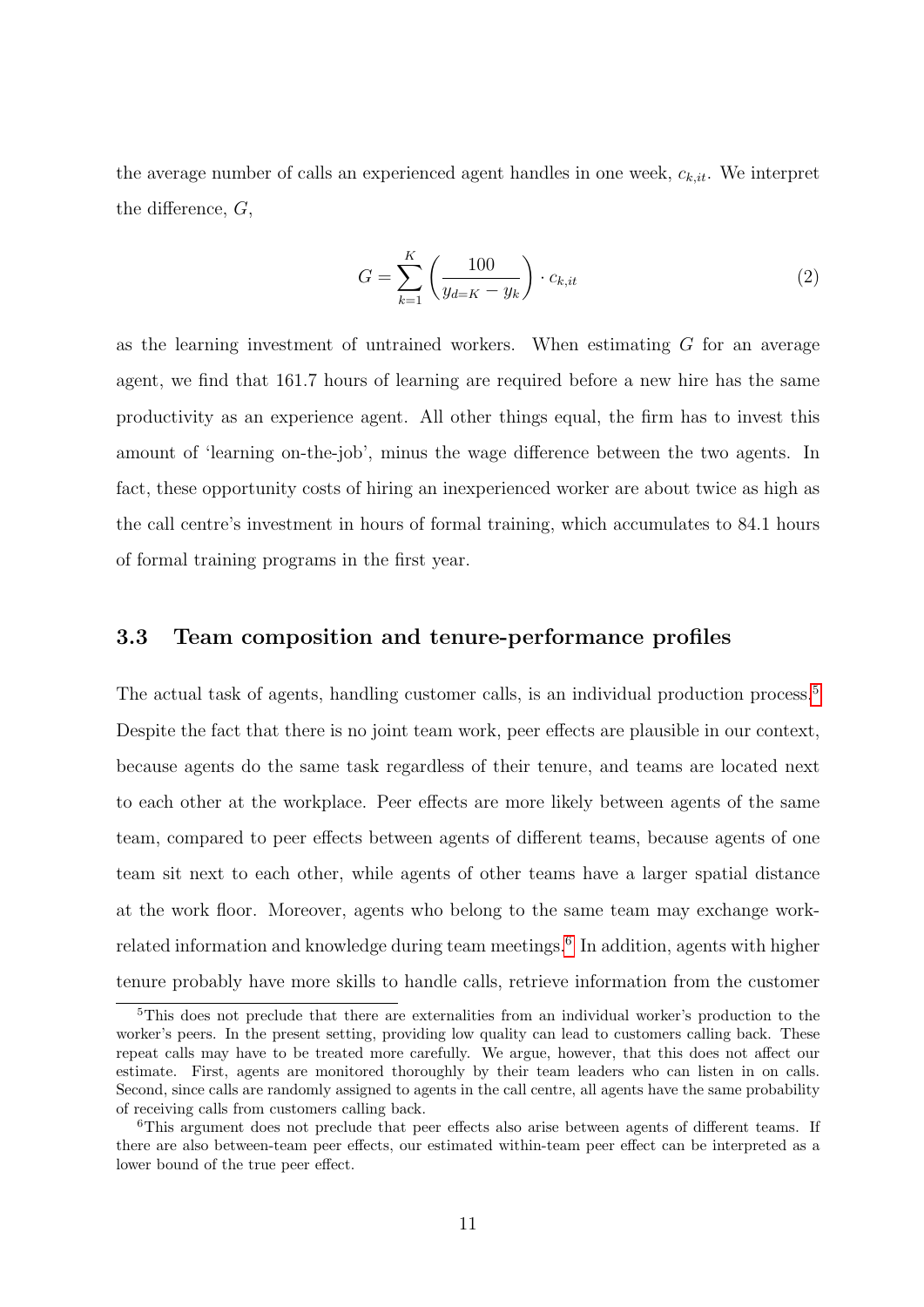the average number of calls an experienced agent handles in one week, $c_{k,it}$. We interpret the difference, $G$,

$$G = \sum_{k=1}^{K} \left( \frac{100}{y_{d=K} - y_k} \right) \cdot c_{k,it} \tag{2}$$

as the learning investment of untrained workers. When estimating $G$ for an average agent, we find that 161.7 hours of learning are required before a new hire has the same productivity as an experience agent. All other things equal, the firm has to invest this amount of 'learning on-the-job', minus the wage difference between the two agents. In fact, these opportunity costs of hiring an inexperienced worker are about twice as high as the call centre's investment in hours of formal training, which accumulates to 84.1 hours of formal training programs in the first year.

### 3.3 Team composition and tenure-performance profiles

The actual task of agents, handling customer calls, is an individual production process.[5] Despite the fact that there is no joint team work, peer effects are plausible in our context, because agents do the same task regardless of their tenure, and teams are located next to each other at the workplace. Peer effects are more likely between agents of the same team, compared to peer effects between agents of different teams, because agents of one team sit next to each other, while agents of other teams have a larger spatial distance at the work floor. Moreover, agents who belong to the same team may exchange work-related information and knowledge during team meetings.[6] In addition, agents with higher tenure probably have more skills to handle calls, retrieve information from the customer

[5] This does not preclude that there are externalities from an individual worker's production to the worker's peers. In the present setting, providing low quality can lead to customers calling back. These repeat calls may have to be treated more carefully. We argue, however, that this does not affect our estimate. First, agents are monitored thoroughly by their team leaders who can listen in on calls. Second, since calls are randomly assigned to agents in the call centre, all agents have the same probability of receiving calls from customers calling back.

[6] This argument does not preclude that peer effects also arise between agents of different teams. If there are also between-team peer effects, our estimated within-team peer effect can be interpreted as a lower bound of the true peer effect.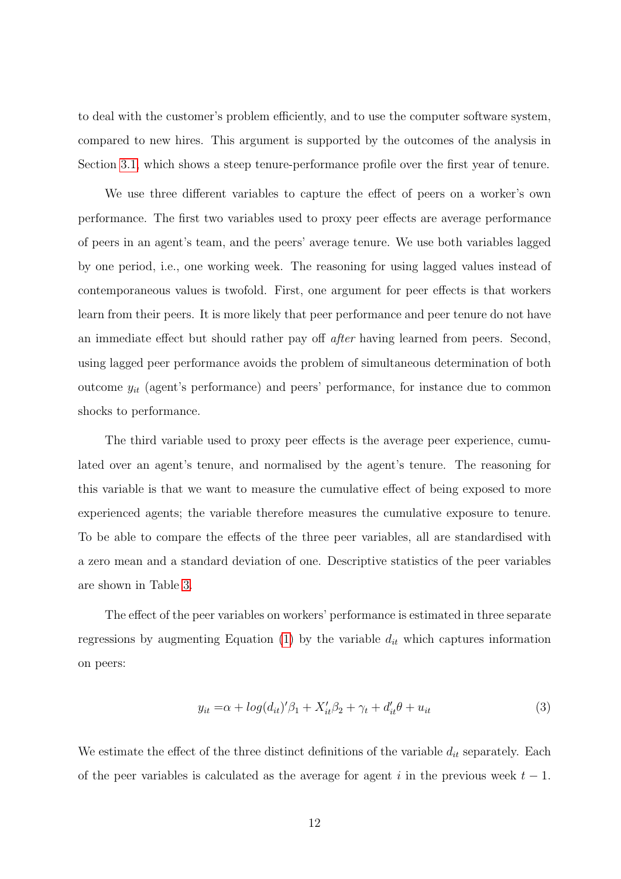to deal with the customer's problem efficiently, and to use the computer software system, compared to new hires. This argument is supported by the outcomes of the analysis in Section 3.1, which shows a steep tenure-performance profile over the first year of tenure.

We use three different variables to capture the effect of peers on a worker's own performance. The first two variables used to proxy peer effects are average performance of peers in an agent's team, and the peers' average tenure. We use both variables lagged by one period, i.e., one working week. The reasoning for using lagged values instead of contemporaneous values is twofold. First, one argument for peer effects is that workers learn from their peers. It is more likely that peer performance and peer tenure do not have an immediate effect but should rather pay off *after* having learned from peers. Second, using lagged peer performance avoids the problem of simultaneous determination of both outcome $y_{it}$ (agent's performance) and peers' performance, for instance due to common shocks to performance.

The third variable used to proxy peer effects is the average peer experience, cumulated over an agent's tenure, and normalised by the agent's tenure. The reasoning for this variable is that we want to measure the cumulative effect of being exposed to more experienced agents; the variable therefore measures the cumulative exposure to tenure. To be able to compare the effects of the three peer variables, all are standardised with a zero mean and a standard deviation of one. Descriptive statistics of the peer variables are shown in Table 3.

The effect of the peer variables on workers' performance is estimated in three separate regressions by augmenting Equation (1) by the variable $d_{it}$ which captures information on peers:

$$y_{it} = \alpha + log(d_{it})'\beta_1 + X_{it}'\beta_2 + \gamma_t + d_{it}'\theta + u_{it} \tag{3}$$

We estimate the effect of the three distinct definitions of the variable $d_{it}$ separately. Each of the peer variables is calculated as the average for agent $i$ in the previous week $t-1$.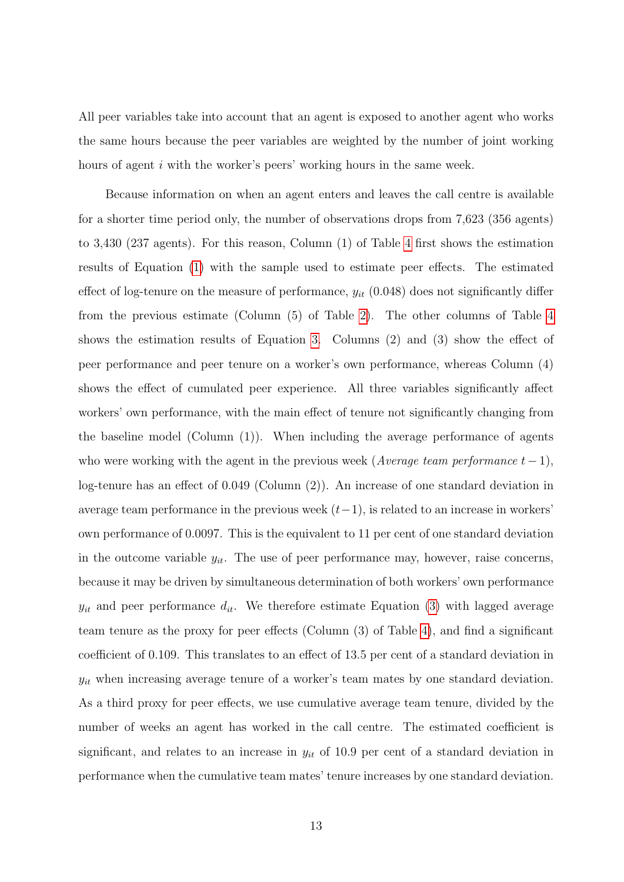All peer variables take into account that an agent is exposed to another agent who works the same hours because the peer variables are weighted by the number of joint working hours of agent $i$ with the worker's peers' working hours in the same week.

Because information on when an agent enters and leaves the call centre is available for a shorter time period only, the number of observations drops from 7,623 (356 agents) to 3,430 (237 agents). For this reason, Column (1) of Table 4 first shows the estimation results of Equation (1) with the sample used to estimate peer effects. The estimated effect of log-tenure on the measure of performance, $y_{it}$ (0.048) does not significantly differ from the previous estimate (Column (5) of Table 2). The other columns of Table 4 shows the estimation results of Equation 3. Columns (2) and (3) show the effect of peer performance and peer tenure on a worker's own performance, whereas Column (4) shows the effect of cumulated peer experience. All three variables significantly affect workers' own performance, with the main effect of tenure not significantly changing from the baseline model (Column (1)). When including the average performance of agents who were working with the agent in the previous week (*Average team performance* $t-1$), log-tenure has an effect of 0.049 (Column (2)). An increase of one standard deviation in average team performance in the previous week ($t-1$), is related to an increase in workers' own performance of 0.0097. This is the equivalent to 11 per cent of one standard deviation in the outcome variable $y_{it}$. The use of peer performance may, however, raise concerns, because it may be driven by simultaneous determination of both workers' own performance $y_{it}$ and peer performance $d_{it}$. We therefore estimate Equation (3) with lagged average team tenure as the proxy for peer effects (Column (3) of Table 4), and find a significant coefficient of 0.109. This translates to an effect of 13.5 per cent of a standard deviation in $y_{it}$ when increasing average tenure of a worker's team mates by one standard deviation. As a third proxy for peer effects, we use cumulative average team tenure, divided by the number of weeks an agent has worked in the call centre. The estimated coefficient is significant, and relates to an increase in $y_{it}$ of 10.9 per cent of a standard deviation in performance when the cumulative team mates' tenure increases by one standard deviation.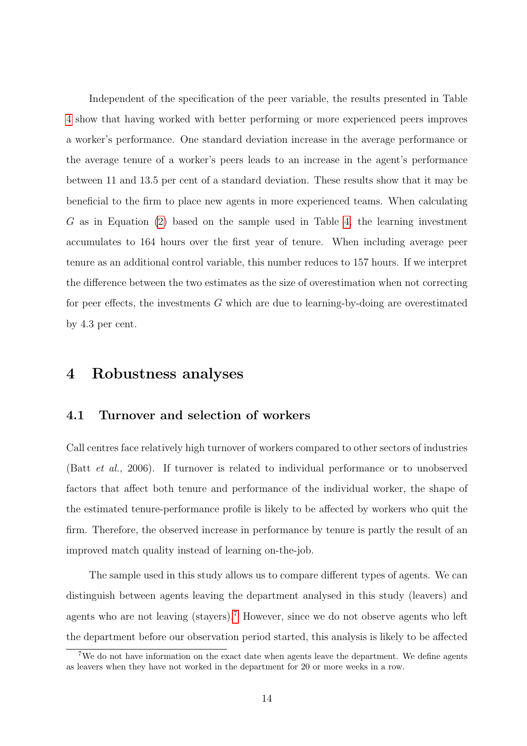Independent of the specification of the peer variable, the results presented in Table 4 show that having worked with better performing or more experienced peers improves a worker's performance. One standard deviation increase in the average performance or the average tenure of a worker's peers leads to an increase in the agent's performance between 11 and 13.5 per cent of a standard deviation. These results show that it may be beneficial to the firm to place new agents in more experienced teams. When calculating $G$ as in Equation (2) based on the sample used in Table 4, the learning investment accumulates to 164 hours over the first year of tenure. When including average peer tenure as an additional control variable, this number reduces to 157 hours. If we interpret the difference between the two estimates as the size of overestimation when not correcting for peer effects, the investments $G$ which are due to learning-by-doing are overestimated by 4.3 per cent.

# 4 Robustness analyses

## 4.1 Turnover and selection of workers

Call centres face relatively high turnover of workers compared to other sectors of industries (Batt *et al.*, 2006). If turnover is related to individual performance or to unobserved factors that affect both tenure and performance of the individual worker, the shape of the estimated tenure-performance profile is likely to be affected by workers who quit the firm. Therefore, the observed increase in performance by tenure is partly the result of an improved match quality instead of learning on-the-job.

The sample used in this study allows us to compare different types of agents. We can distinguish between agents leaving the department analysed in this study (leavers) and agents who are not leaving (stayers).[7] However, since we do not observe agents who left the department before our observation period started, this analysis is likely to be affected

[7] We do not have information on the exact date when agents leave the department. We define agents as leavers when they have not worked in the department for 20 or more weeks in a row.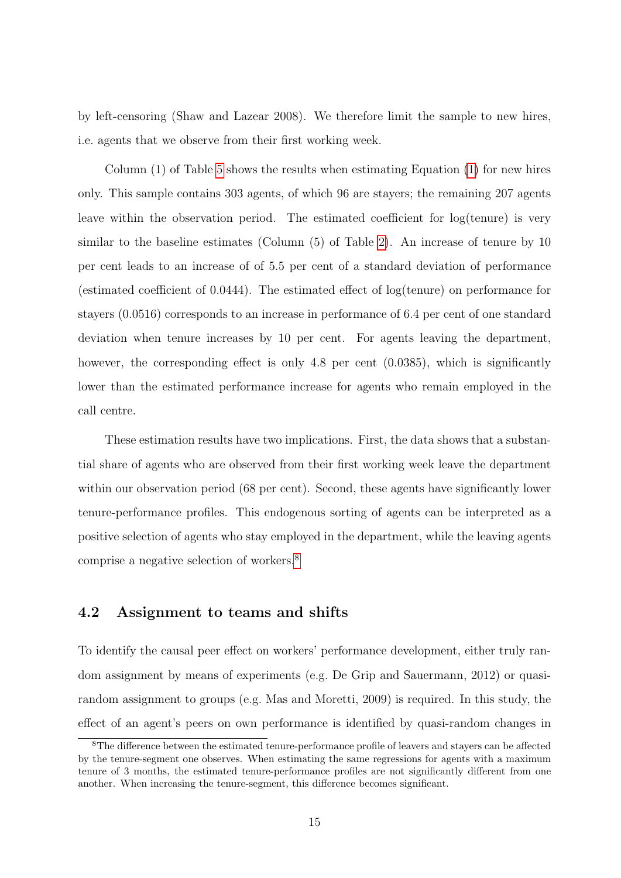by left-censoring (Shaw and Lazear 2008). We therefore limit the sample to new hires, i.e. agents that we observe from their first working week.

Column (1) of Table 5 shows the results when estimating Equation (1) for new hires only. This sample contains 303 agents, of which 96 are stayers; the remaining 207 agents leave within the observation period. The estimated coefficient for log(tenure) is very similar to the baseline estimates (Column (5) of Table 2). An increase of tenure by 10 per cent leads to an increase of of 5.5 per cent of a standard deviation of performance (estimated coefficient of 0.0444). The estimated effect of log(tenure) on performance for stayers (0.0516) corresponds to an increase in performance of 6.4 per cent of one standard deviation when tenure increases by 10 per cent. For agents leaving the department, however, the corresponding effect is only 4.8 per cent (0.0385), which is significantly lower than the estimated performance increase for agents who remain employed in the call centre.

These estimation results have two implications. First, the data shows that a substantial share of agents who are observed from their first working week leave the department within our observation period (68 per cent). Second, these agents have significantly lower tenure-performance profiles. This endogenous sorting of agents can be interpreted as a positive selection of agents who stay employed in the department, while the leaving agents comprise a negative selection of workers.[8]

## 4.2 Assignment to teams and shifts

To identify the causal peer effect on workers' performance development, either truly random assignment by means of experiments (e.g. De Grip and Sauermann, 2012) or quasi-random assignment to groups (e.g. Mas and Moretti, 2009) is required. In this study, the effect of an agent's peers on own performance is identified by quasi-random changes in

[8]The difference between the estimated tenure-performance profile of leavers and stayers can be affected by the tenure-segment one observes. When estimating the same regressions for agents with a maximum tenure of 3 months, the estimated tenure-performance profiles are not significantly different from one another. When increasing the tenure-segment, this difference becomes significant.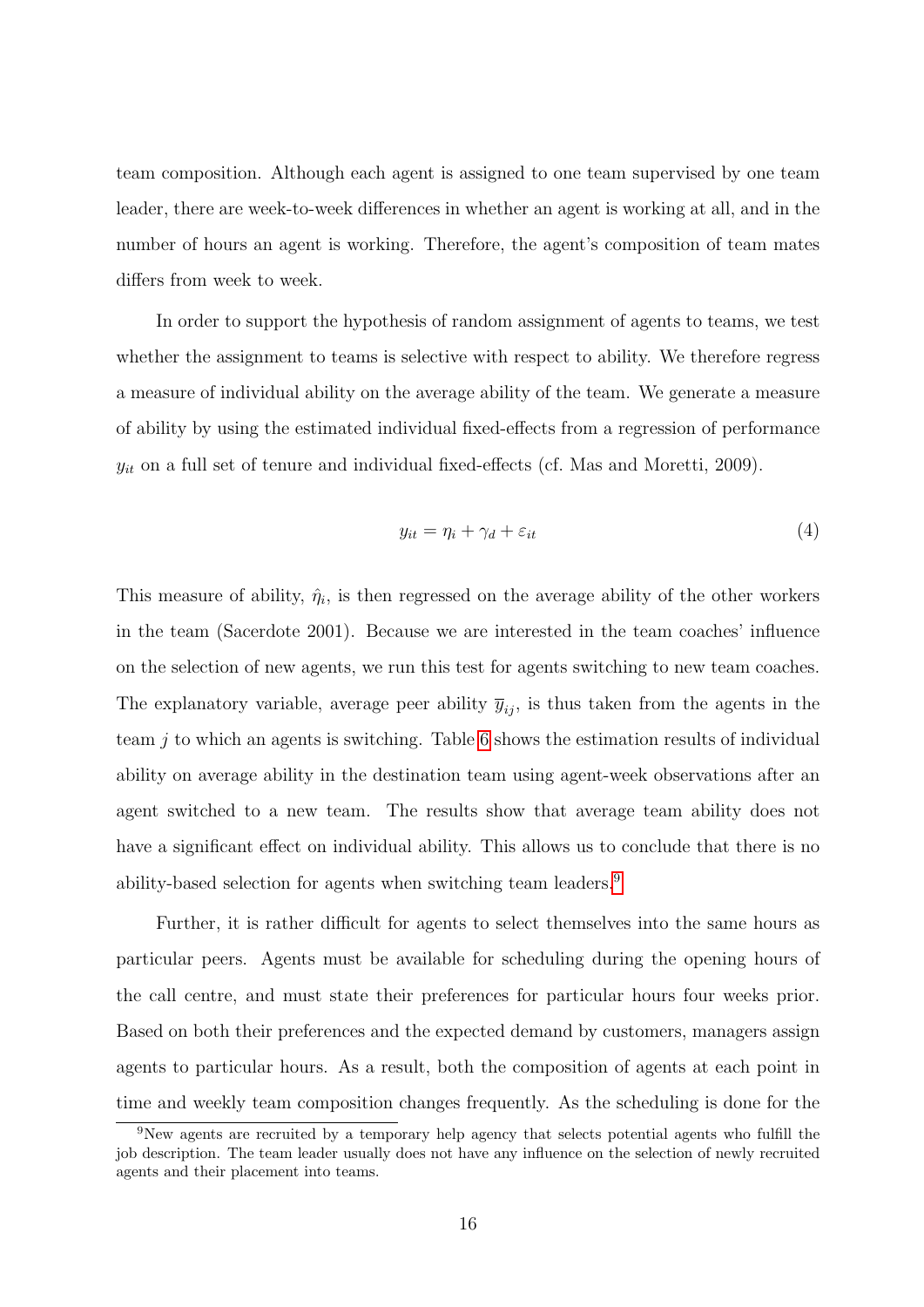team composition. Although each agent is assigned to one team supervised by one team leader, there are week-to-week differences in whether an agent is working at all, and in the number of hours an agent is working. Therefore, the agent's composition of team mates differs from week to week.

In order to support the hypothesis of random assignment of agents to teams, we test whether the assignment to teams is selective with respect to ability. We therefore regress a measure of individual ability on the average ability of the team. We generate a measure of ability by using the estimated individual fixed-effects from a regression of performance $y_{it}$ on a full set of tenure and individual fixed-effects (cf. Mas and Moretti, 2009).

$$y_{it} = \eta_i + \gamma_d + \varepsilon_{it} \tag{4}$$

This measure of ability, $\hat{\eta}_i$, is then regressed on the average ability of the other workers in the team (Sacerdote 2001). Because we are interested in the team coaches' influence on the selection of new agents, we run this test for agents switching to new team coaches. The explanatory variable, average peer ability $\overline{y}_{ij}$, is thus taken from the agents in the team $j$ to which an agents is switching. Table 6 shows the estimation results of individual ability on average ability in the destination team using agent-week observations after an agent switched to a new team. The results show that average team ability does not have a significant effect on individual ability. This allows us to conclude that there is no ability-based selection for agents when switching team leaders.[9]

Further, it is rather difficult for agents to select themselves into the same hours as particular peers. Agents must be available for scheduling during the opening hours of the call centre, and must state their preferences for particular hours four weeks prior. Based on both their preferences and the expected demand by customers, managers assign agents to particular hours. As a result, both the composition of agents at each point in time and weekly team composition changes frequently. As the scheduling is done for the

[9] New agents are recruited by a temporary help agency that selects potential agents who fulfill the job description. The team leader usually does not have any influence on the selection of newly recruited agents and their placement into teams.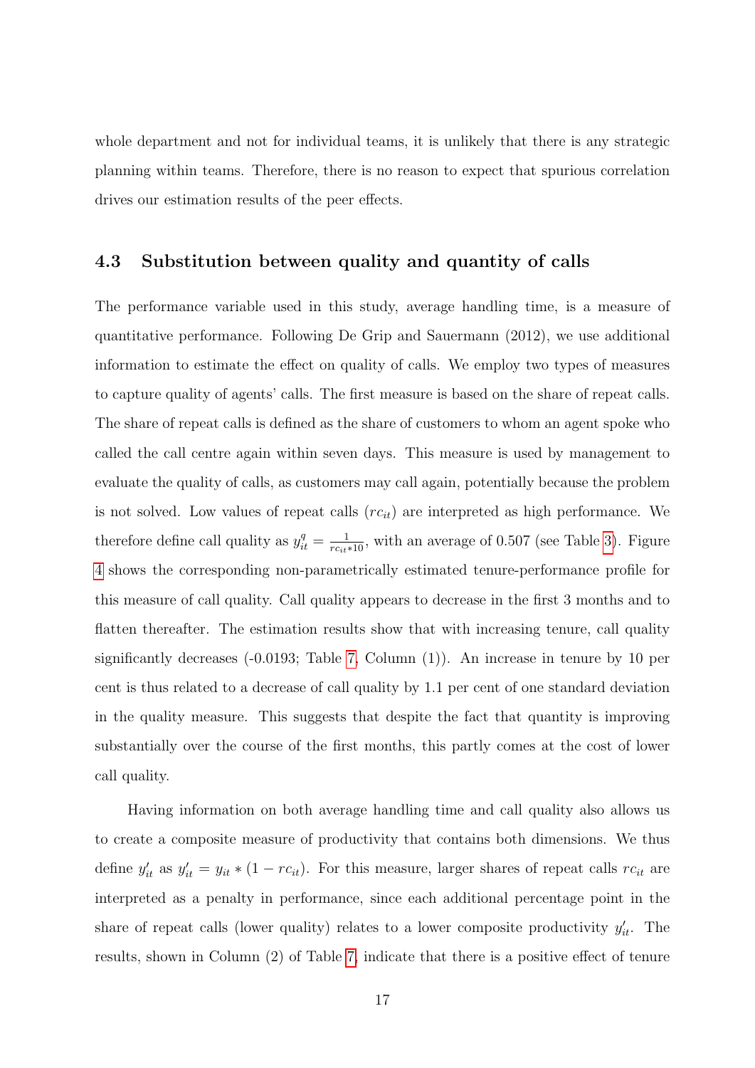whole department and not for individual teams, it is unlikely that there is any strategic planning within teams. Therefore, there is no reason to expect that spurious correlation drives our estimation results of the peer effects.

### 4.3 Substitution between quality and quantity of calls

The performance variable used in this study, average handling time, is a measure of quantitative performance. Following De Grip and Sauermann (2012), we use additional information to estimate the effect on quality of calls. We employ two types of measures to capture quality of agents' calls. The first measure is based on the share of repeat calls. The share of repeat calls is defined as the share of customers to whom an agent spoke who called the call centre again within seven days. This measure is used by management to evaluate the quality of calls, as customers may call again, potentially because the problem is not solved. Low values of repeat calls ($rc_{it}$) are interpreted as high performance. We therefore define call quality as $y_{it}^{q} = \frac{1}{rc_{it} * 10}$, with an average of 0.507 (see Table 3). Figure 4 shows the corresponding non-parametrically estimated tenure-performance profile for this measure of call quality. Call quality appears to decrease in the first 3 months and to flatten thereafter. The estimation results show that with increasing tenure, call quality significantly decreases (-0.0193; Table 7, Column (1)). An increase in tenure by 10 per cent is thus related to a decrease of call quality by 1.1 per cent of one standard deviation in the quality measure. This suggests that despite the fact that quantity is improving substantially over the course of the first months, this partly comes at the cost of lower call quality.

Having information on both average handling time and call quality also allows us to create a composite measure of productivity that contains both dimensions. We thus define $y'_{it}$ as $y'_{it} = y_{it} * (1 - rc_{it})$. For this measure, larger shares of repeat calls $rc_{it}$ are interpreted as a penalty in performance, since each additional percentage point in the share of repeat calls (lower quality) relates to a lower composite productivity $y'_{it}$. The results, shown in Column (2) of Table 7, indicate that there is a positive effect of tenure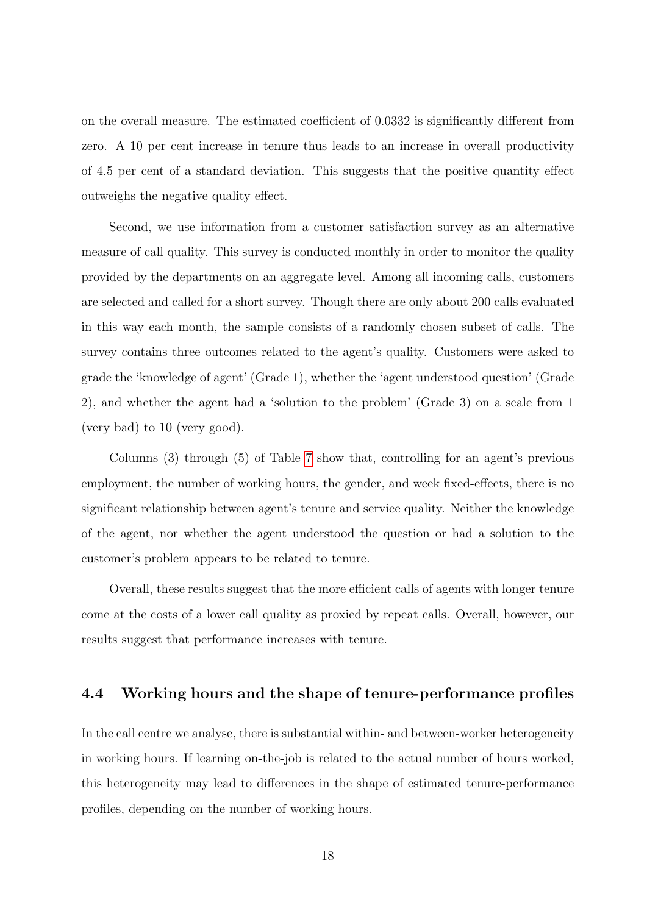on the overall measure. The estimated coefficient of 0.0332 is significantly different from zero. A 10 per cent increase in tenure thus leads to an increase in overall productivity of 4.5 per cent of a standard deviation. This suggests that the positive quantity effect outweighs the negative quality effect.

Second, we use information from a customer satisfaction survey as an alternative measure of call quality. This survey is conducted monthly in order to monitor the quality provided by the departments on an aggregate level. Among all incoming calls, customers are selected and called for a short survey. Though there are only about 200 calls evaluated in this way each month, the sample consists of a randomly chosen subset of calls. The survey contains three outcomes related to the agent's quality. Customers were asked to grade the 'knowledge of agent' (Grade 1), whether the 'agent understood question' (Grade 2), and whether the agent had a 'solution to the problem' (Grade 3) on a scale from 1 (very bad) to 10 (very good).

Columns (3) through (5) of Table 7 show that, controlling for an agent's previous employment, the number of working hours, the gender, and week fixed-effects, there is no significant relationship between agent's tenure and service quality. Neither the knowledge of the agent, nor whether the agent understood the question or had a solution to the customer's problem appears to be related to tenure.

Overall, these results suggest that the more efficient calls of agents with longer tenure come at the costs of a lower call quality as proxied by repeat calls. Overall, however, our results suggest that performance increases with tenure.

## 4.4 Working hours and the shape of tenure-performance profiles

In the call centre we analyse, there is substantial within- and between-worker heterogeneity in working hours. If learning on-the-job is related to the actual number of hours worked, this heterogeneity may lead to differences in the shape of estimated tenure-performance profiles, depending on the number of working hours.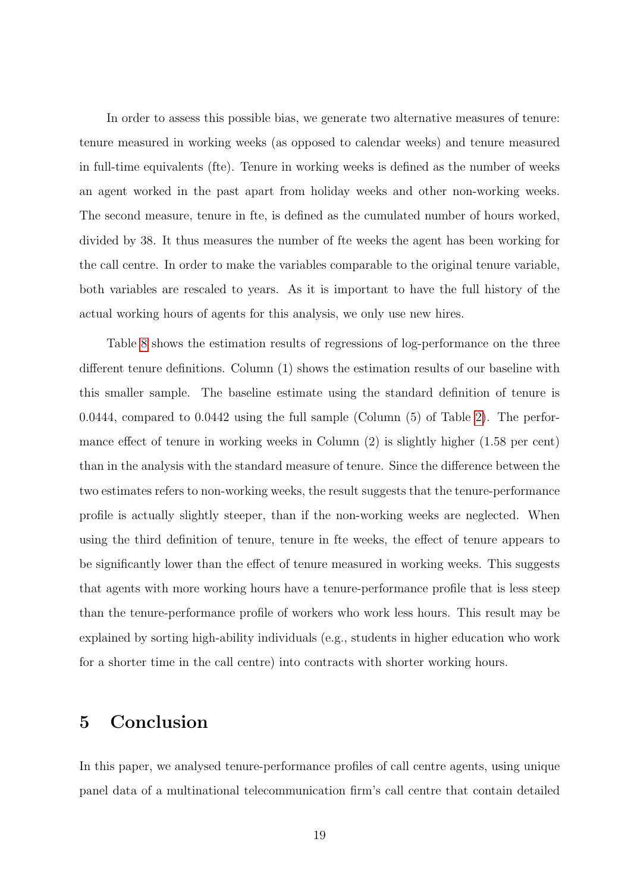In order to assess this possible bias, we generate two alternative measures of tenure: tenure measured in working weeks (as opposed to calendar weeks) and tenure measured in full-time equivalents (fte). Tenure in working weeks is defined as the number of weeks an agent worked in the past apart from holiday weeks and other non-working weeks. The second measure, tenure in fte, is defined as the cumulated number of hours worked, divided by 38. It thus measures the number of fte weeks the agent has been working for the call centre. In order to make the variables comparable to the original tenure variable, both variables are rescaled to years. As it is important to have the full history of the actual working hours of agents for this analysis, we only use new hires.

Table 8 shows the estimation results of regressions of log-performance on the three different tenure definitions. Column (1) shows the estimation results of our baseline with this smaller sample. The baseline estimate using the standard definition of tenure is 0.0444, compared to 0.0442 using the full sample (Column (5) of Table 2). The performance effect of tenure in working weeks in Column (2) is slightly higher (1.58 per cent) than in the analysis with the standard measure of tenure. Since the difference between the two estimates refers to non-working weeks, the result suggests that the tenure-performance profile is actually slightly steeper, than if the non-working weeks are neglected. When using the third definition of tenure, tenure in fte weeks, the effect of tenure appears to be significantly lower than the effect of tenure measured in working weeks. This suggests that agents with more working hours have a tenure-performance profile that is less steep than the tenure-performance profile of workers who work less hours. This result may be explained by sorting high-ability individuals (e.g., students in higher education who work for a shorter time in the call centre) into contracts with shorter working hours.

# 5 Conclusion

In this paper, we analysed tenure-performance profiles of call centre agents, using unique panel data of a multinational telecommunication firm's call centre that contain detailed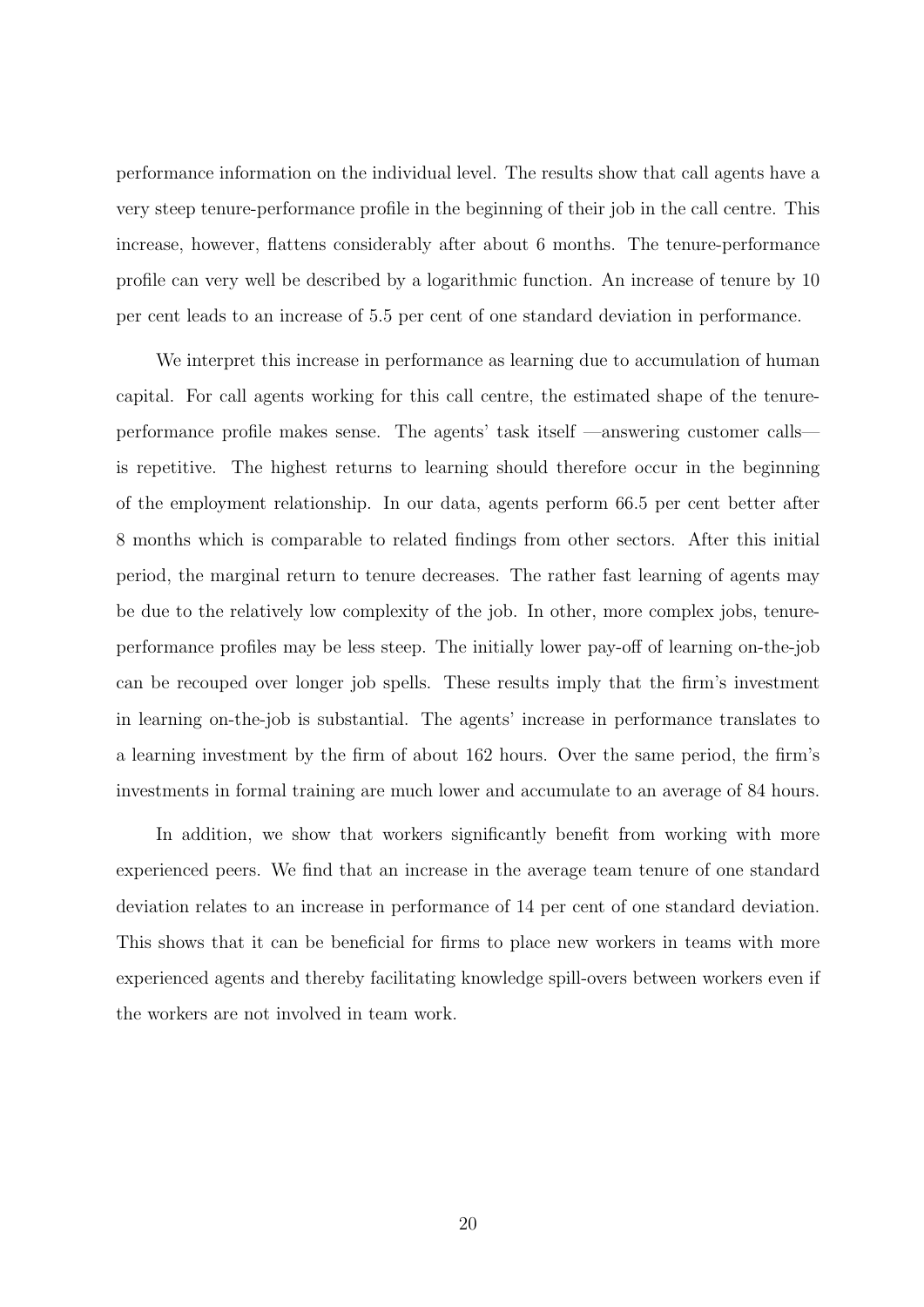performance information on the individual level. The results show that call agents have a very steep tenure-performance profile in the beginning of their job in the call centre. This increase, however, flattens considerably after about 6 months. The tenure-performance profile can very well be described by a logarithmic function. An increase of tenure by 10 per cent leads to an increase of 5.5 per cent of one standard deviation in performance.

We interpret this increase in performance as learning due to accumulation of human capital. For call agents working for this call centre, the estimated shape of the tenure-performance profile makes sense. The agents' task itself —answering customer calls— is repetitive. The highest returns to learning should therefore occur in the beginning of the employment relationship. In our data, agents perform 66.5 per cent better after 8 months which is comparable to related findings from other sectors. After this initial period, the marginal return to tenure decreases. The rather fast learning of agents may be due to the relatively low complexity of the job. In other, more complex jobs, tenure-performance profiles may be less steep. The initially lower pay-off of learning on-the-job can be recouped over longer job spells. These results imply that the firm's investment in learning on-the-job is substantial. The agents' increase in performance translates to a learning investment by the firm of about 162 hours. Over the same period, the firm's investments in formal training are much lower and accumulate to an average of 84 hours.

In addition, we show that workers significantly benefit from working with more experienced peers. We find that an increase in the average team tenure of one standard deviation relates to an increase in performance of 14 per cent of one standard deviation. This shows that it can be beneficial for firms to place new workers in teams with more experienced agents and thereby facilitating knowledge spill-overs between workers even if the workers are not involved in team work.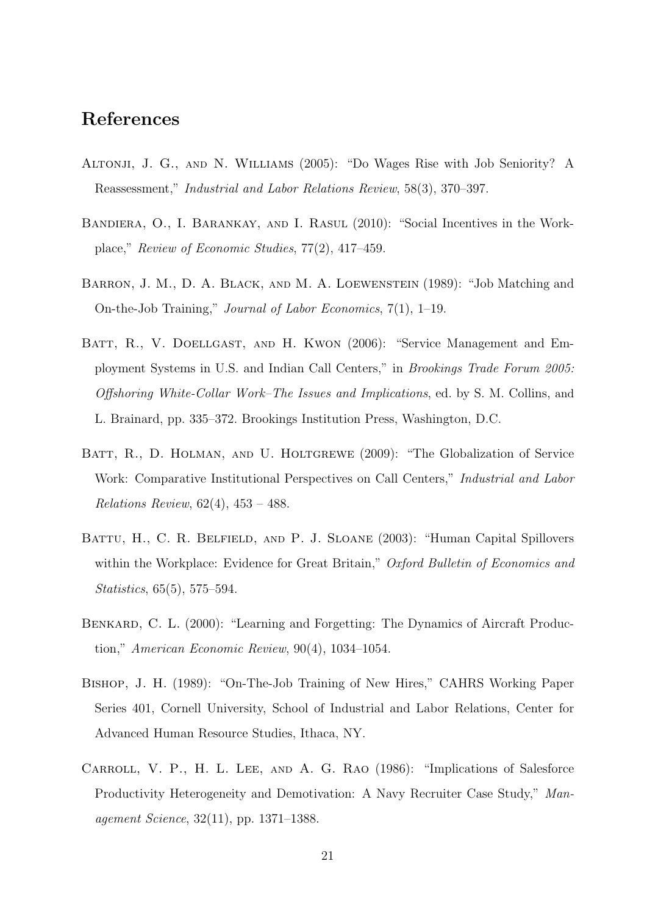# References

Altonji, J. G., and N. Williams (2005): "Do Wages Rise with Job Seniority? A Reassessment," *Industrial and Labor Relations Review*, 58(3), 370–397.

Bandiera, O., I. Barankay, and I. Rasul (2010): "Social Incentives in the Workplace," *Review of Economic Studies*, 77(2), 417–459.

Barron, J. M., D. A. Black, and M. A. Loewenstein (1989): "Job Matching and On-the-Job Training," *Journal of Labor Economics*, 7(1), 1–19.

Batt, R., V. Doellgast, and H. Kwon (2006): "Service Management and Employment Systems in U.S. and Indian Call Centers," in *Brookings Trade Forum 2005: Offshoring White-Collar Work–The Issues and Implications*, ed. by S. M. Collins, and L. Brainard, pp. 335–372. Brookings Institution Press, Washington, D.C.

Batt, R., D. Holman, and U. Holtgrewe (2009): "The Globalization of Service Work: Comparative Institutional Perspectives on Call Centers," *Industrial and Labor Relations Review*, 62(4), 453 – 488.

Battu, H., C. R. Belfield, and P. J. Sloane (2003): "Human Capital Spillovers within the Workplace: Evidence for Great Britain," *Oxford Bulletin of Economics and Statistics*, 65(5), 575–594.

Benkard, C. L. (2000): "Learning and Forgetting: The Dynamics of Aircraft Production," *American Economic Review*, 90(4), 1034–1054.

Bishop, J. H. (1989): "On-The-Job Training of New Hires," CAHRS Working Paper Series 401, Cornell University, School of Industrial and Labor Relations, Center for Advanced Human Resource Studies, Ithaca, NY.

Carroll, V. P., H. L. Lee, and A. G. Rao (1986): "Implications of Salesforce Productivity Heterogeneity and Demotivation: A Navy Recruiter Case Study," *Management Science*, 32(11), pp. 1371–1388.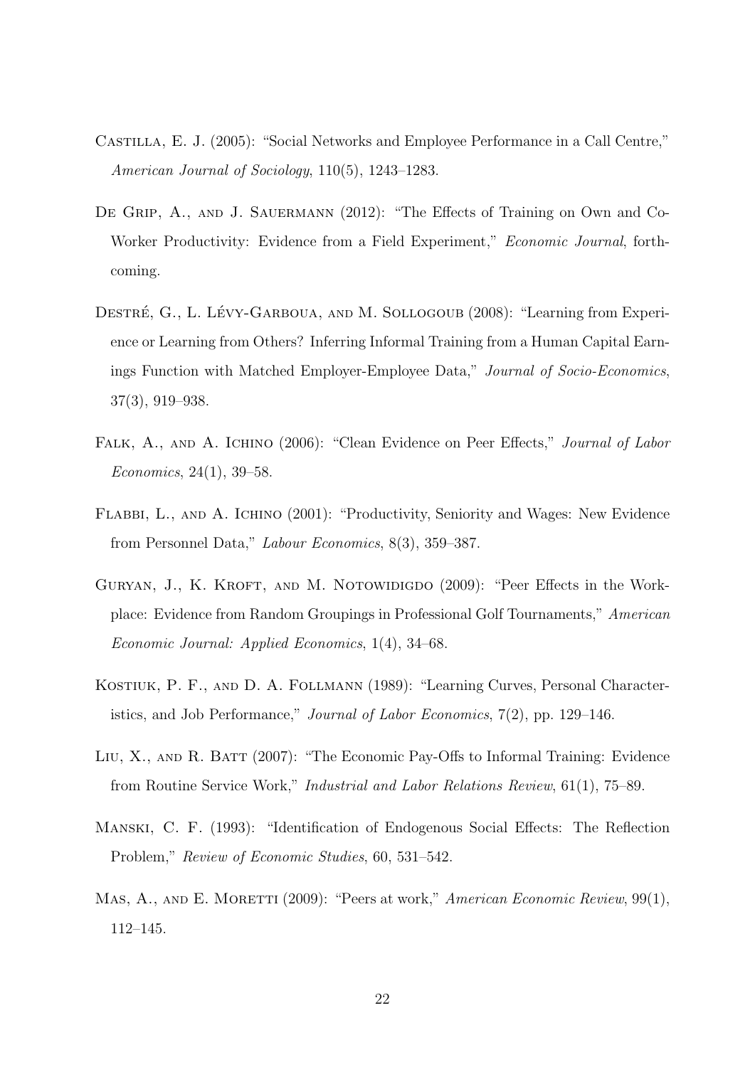Castilla, E. J. (2005): "Social Networks and Employee Performance in a Call Centre," *American Journal of Sociology*, 110(5), 1243–1283.

De Grip, A., and J. Sauermann (2012): "The Effects of Training on Own and Co-Worker Productivity: Evidence from a Field Experiment," *Economic Journal*, forthcoming.

Destré, G., L. Lévy-Garboua, and M. Sollogoub (2008): "Learning from Experience or Learning from Others? Inferring Informal Training from a Human Capital Earnings Function with Matched Employer-Employee Data," *Journal of Socio-Economics*, 37(3), 919–938.

Falk, A., and A. Ichino (2006): "Clean Evidence on Peer Effects," *Journal of Labor Economics*, 24(1), 39–58.

Flabbi, L., and A. Ichino (2001): "Productivity, Seniority and Wages: New Evidence from Personnel Data," *Labour Economics*, 8(3), 359–387.

Guryan, J., K. Kroft, and M. Notowidigdo (2009): "Peer Effects in the Workplace: Evidence from Random Groupings in Professional Golf Tournaments," *American Economic Journal: Applied Economics*, 1(4), 34–68.

Kostiuk, P. F., and D. A. Follmann (1989): "Learning Curves, Personal Characteristics, and Job Performance," *Journal of Labor Economics*, 7(2), pp. 129–146.

Liu, X., and R. Batt (2007): "The Economic Pay-Offs to Informal Training: Evidence from Routine Service Work," *Industrial and Labor Relations Review*, 61(1), 75–89.

Manski, C. F. (1993): "Identification of Endogenous Social Effects: The Reflection Problem," *Review of Economic Studies*, 60, 531–542.

Mas, A., and E. Moretti (2009): "Peers at work," *American Economic Review*, 99(1), 112–145.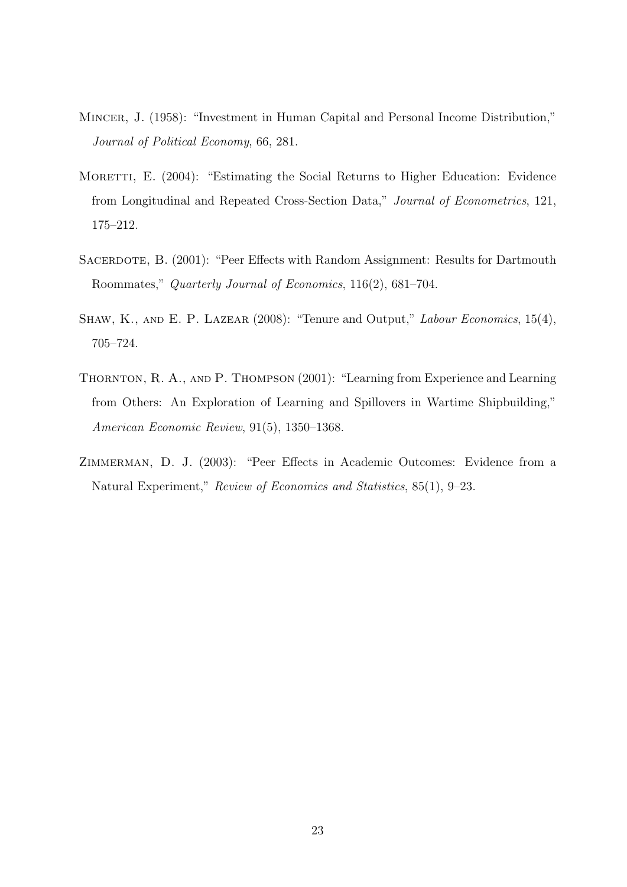Mincer, J. (1958): "Investment in Human Capital and Personal Income Distribution," *Journal of Political Economy*, 66, 281.

Moretti, E. (2004): "Estimating the Social Returns to Higher Education: Evidence from Longitudinal and Repeated Cross-Section Data," *Journal of Econometrics*, 121, 175–212.

Sacerdote, B. (2001): "Peer Effects with Random Assignment: Results for Dartmouth Roommates," *Quarterly Journal of Economics*, 116(2), 681–704.

Shaw, K., and E. P. Lazear (2008): "Tenure and Output," *Labour Economics*, 15(4), 705–724.

Thornton, R. A., and P. Thompson (2001): "Learning from Experience and Learning from Others: An Exploration of Learning and Spillovers in Wartime Shipbuilding," *American Economic Review*, 91(5), 1350–1368.

Zimmerman, D. J. (2003): "Peer Effects in Academic Outcomes: Evidence from a Natural Experiment," *Review of Economics and Statistics*, 85(1), 9–23.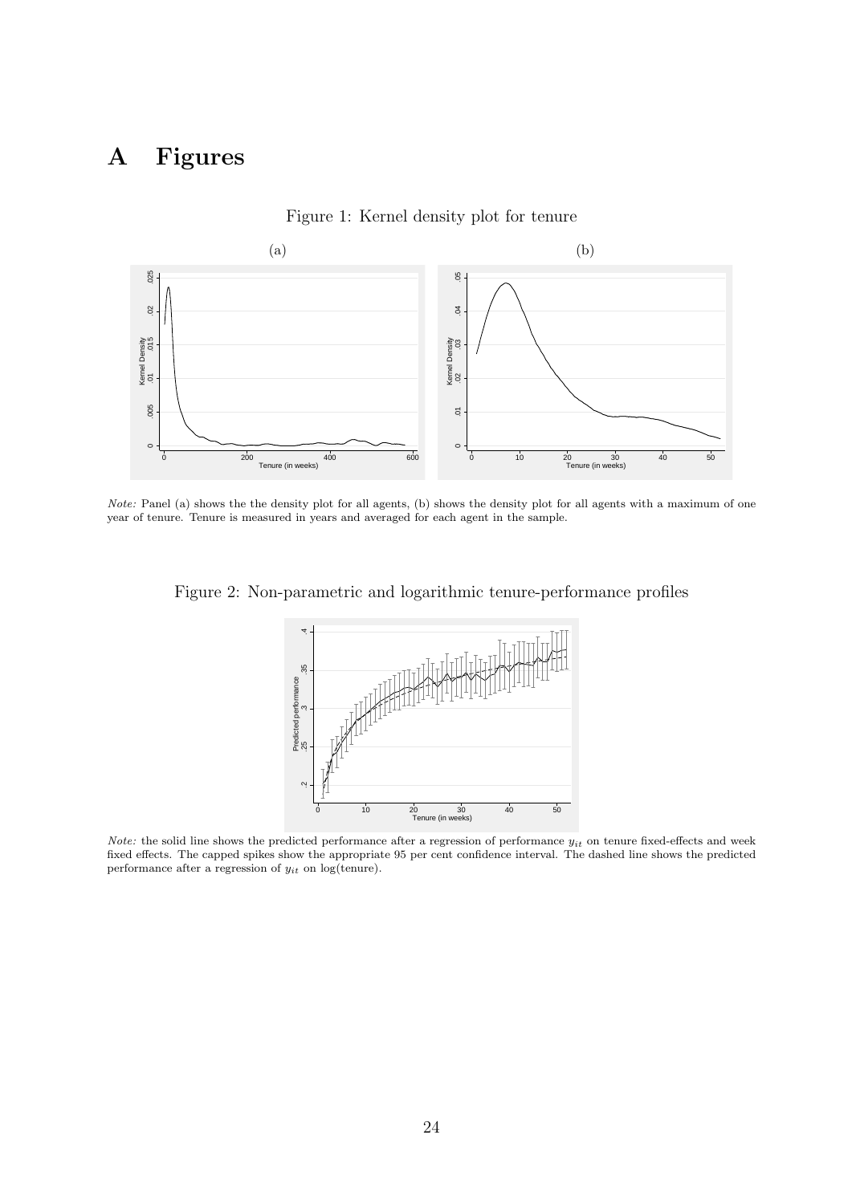# A Figures

Figure 1: Kernel density plot for tenure

(a)

(b)

*Note:* Panel (a) shows the the density plot for all agents, (b) shows the density plot for all agents with a maximum of one year of tenure. Tenure is measured in years and averaged for each agent in the sample.

Figure 2: Non-parametric and logarithmic tenure-performance profiles

*Note:* the solid line shows the predicted performance after a regression of performance $y_{it}$ on tenure fixed-effects and week fixed effects. The capped spikes show the appropriate 95 per cent confidence interval. The dashed line shows the predicted performance after a regression of $y_{it}$ on log(tenure).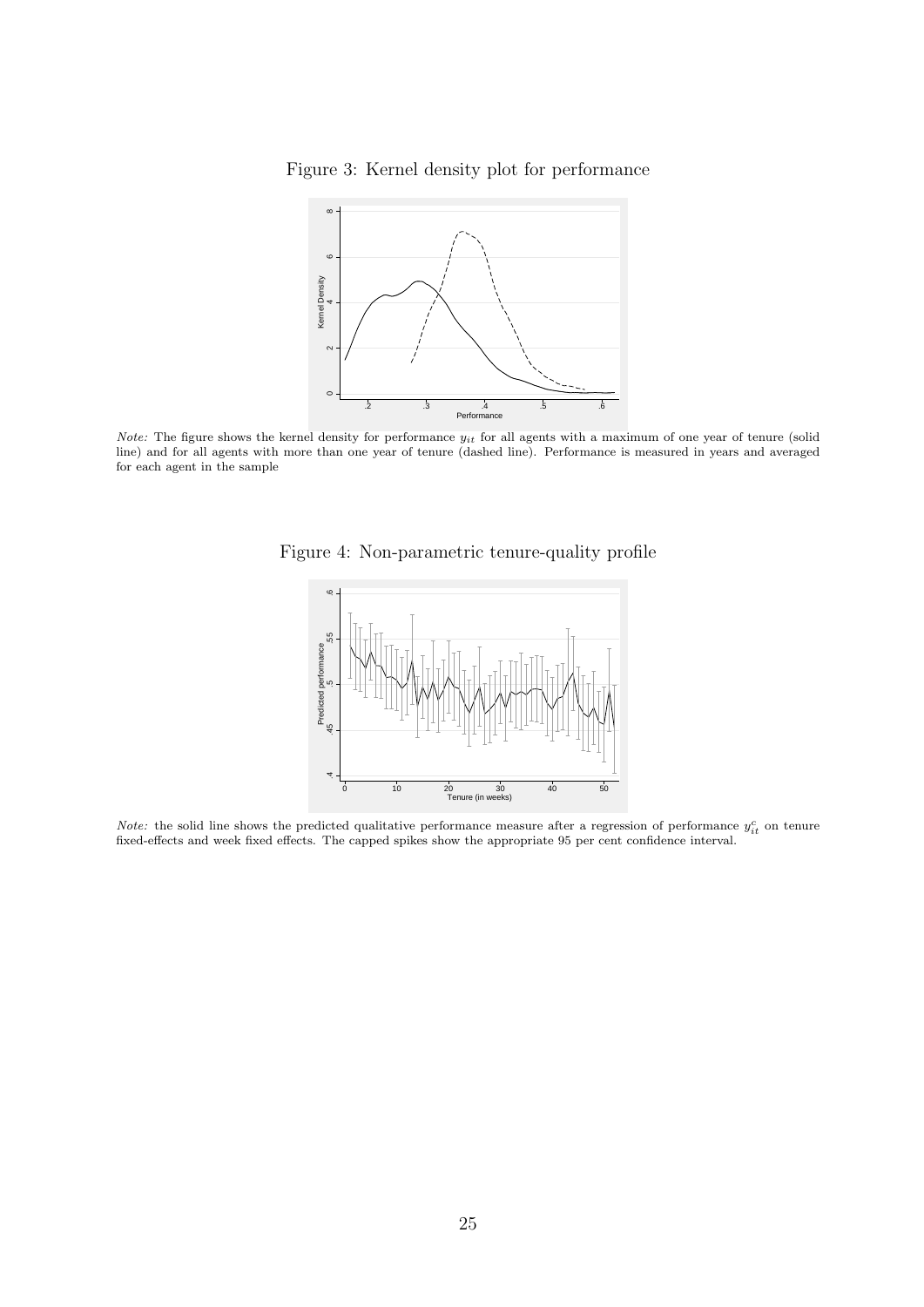Figure 3: Kernel density plot for performance

*Note:* The figure shows the kernel density for performance $y_{it}$ for all agents with a maximum of one year of tenure (solid line) and for all agents with more than one year of tenure (dashed line). Performance is measured in years and averaged for each agent in the sample

Figure 4: Non-parametric tenure-quality profile

*Note:* the solid line shows the predicted qualitative performance measure after a regression of performance $y_{it}^{c}$ on tenure fixed-effects and week fixed effects. The capped spikes show the appropriate 95 per cent confidence interval.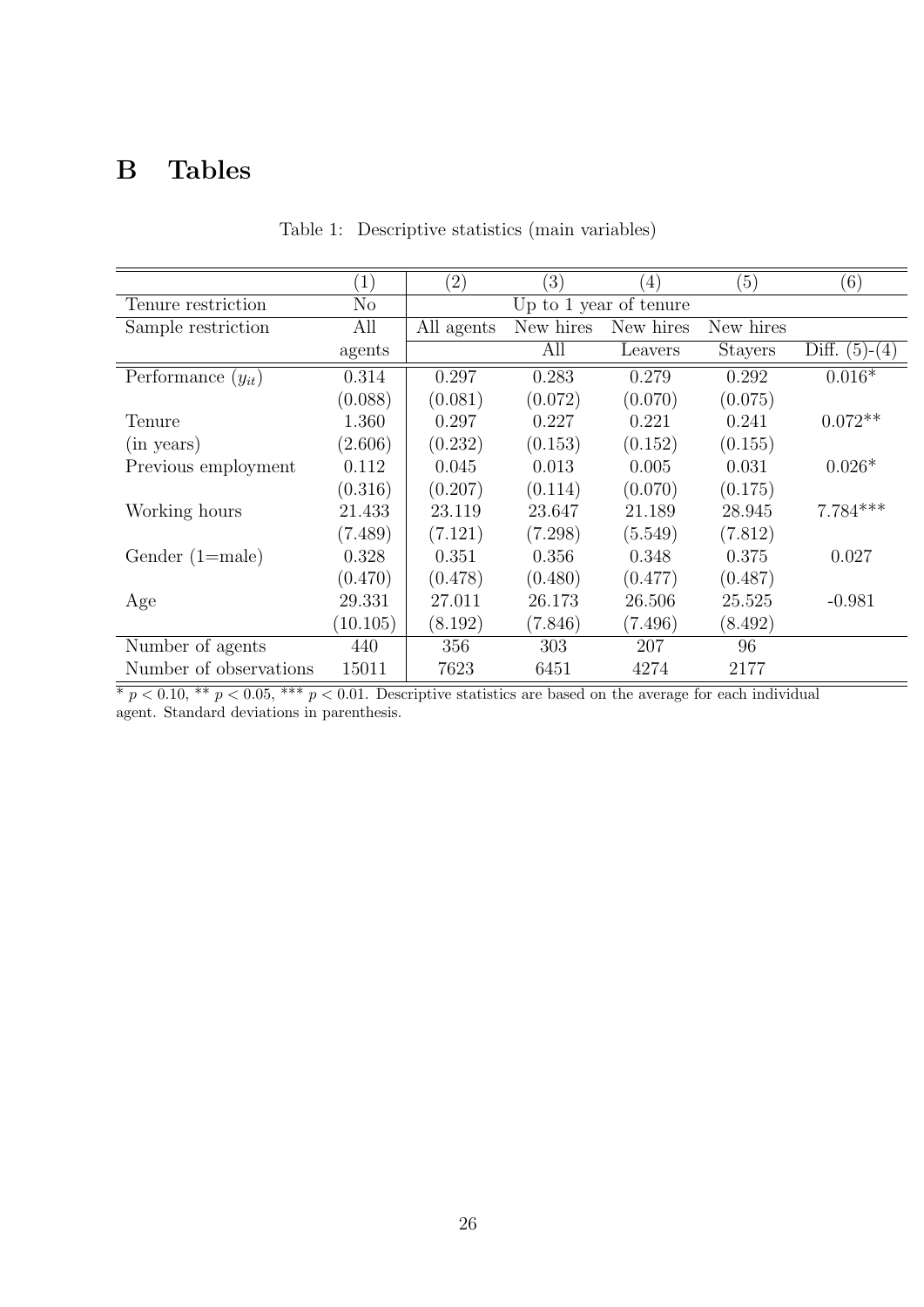## B Tables

Table 1: Descriptive statistics (main variables)

| | (1) | (2) | (3) | (4) | (5) | (6) |
|---|---|---|---|---|---|---|
| Tenure restriction | No | Up to 1 year of tenure | | | | |
| Sample restriction | All agents | All agents | New hires All | New hires Leavers | New hires Stayers | Diff. (5)-(4) |
| Performance ($y_{it}$) | 0.314 | 0.297 | 0.283 | 0.279 | 0.292 | 0.016* |
| | (0.088) | (0.081) | (0.072) | (0.070) | (0.075) | |
| Tenure | 1.360 | 0.297 | 0.227 | 0.221 | 0.241 | 0.072** |
| (in years) | (2.606) | (0.232) | (0.153) | (0.152) | (0.155) | |
| Previous employment | 0.112 | 0.045 | 0.013 | 0.005 | 0.031 | 0.026* |
| | (0.316) | (0.207) | (0.114) | (0.070) | (0.175) | |
| Working hours | 21.433 | 23.119 | 23.647 | 21.189 | 28.945 | 7.784*** |
| | (7.489) | (7.121) | (7.298) | (5.549) | (7.812) | |
| Gender (1=male) | 0.328 | 0.351 | 0.356 | 0.348 | 0.375 | 0.027 |
| | (0.470) | (0.478) | (0.480) | (0.477) | (0.487) | |
| Age | 29.331 | 27.011 | 26.173 | 26.506 | 25.525 | -0.981 |
| | (10.105) | (8.192) | (7.846) | (7.496) | (8.492) | |
| Number of agents | 440 | 356 | 303 | 207 | 96 | |
| Number of observations | 15011 | 7623 | 6451 | 4274 | 2177 | |

* $p < 0.10$, ** $p < 0.05$, *** $p < 0.01$. Descriptive statistics are based on the average for each individual agent. Standard deviations in parenthesis.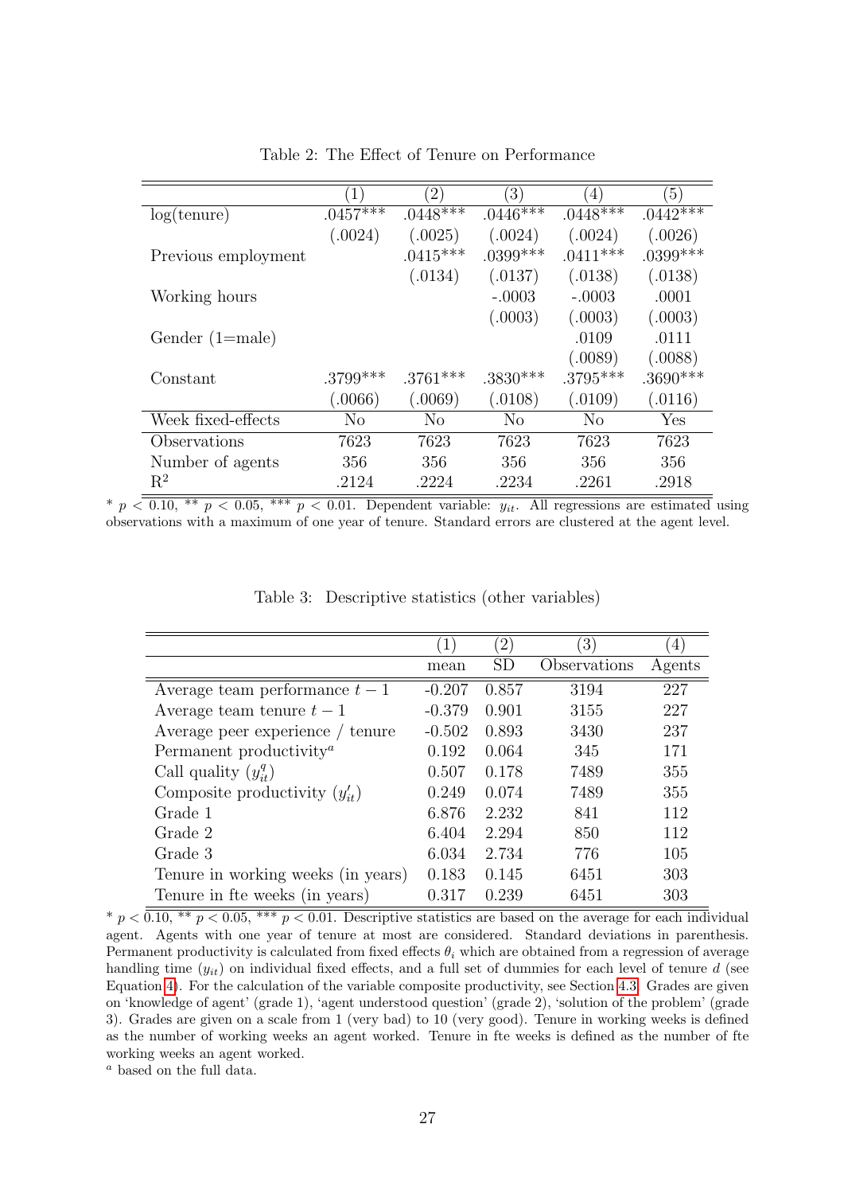Table 2: The Effect of Tenure on Performance

| | (1) | (2) | (3) | (4) | (5) |
|---|---|---|---|---|---|
| log(tenure) | .0457*** | .0448*** | .0446*** | .0448*** | .0442*** |
| | (.0024) | (.0025) | (.0024) | (.0024) | (.0026) |
| Previous employment | | .0415*** | .0399*** | .0411*** | .0399*** |
| | | (.0134) | (.0137) | (.0138) | (.0138) |
| Working hours | | | -.0003 | -.0003 | .0001 |
| | | | (.0003) | (.0003) | (.0003) |
| Gender (1=male) | | | | .0109 | .0111 |
| | | | | (.0089) | (.0088) |
| Constant | .3799*** | .3761*** | .3830*** | .3795*** | .3690*** |
| | (.0066) | (.0069) | (.0108) | (.0109) | (.0116) |
| Week fixed-effects | No | No | No | No | Yes |
| Observations | 7623 | 7623 | 7623 | 7623 | 7623 |
| Number of agents | 356 | 356 | 356 | 356 | 356 |
| $R^2$ | .2124 | .2224 | .2234 | .2261 | .2918 |

\* $p < 0.10$, ** $p < 0.05$, *** $p < 0.01$. Dependent variable: $y_{it}$. All regressions are estimated using observations with a maximum of one year of tenure. Standard errors are clustered at the agent level.

Table 3: Descriptive statistics (other variables)

| | (1) | (2) | (3) | (4) |
|---|---|---|---|---|
| | mean | SD | Observations | Agents |
| Average team performance $t-1$ | -0.207 | 0.857 | 3194 | 227 |
| Average team tenure $t-1$ | -0.379 | 0.901 | 3155 | 227 |
| Average peer experience / tenure | -0.502 | 0.893 | 3430 | 237 |
| Permanent productivity[a] | 0.192 | 0.064 | 345 | 171 |
| Call quality ($y^q_{it}$) | 0.507 | 0.178 | 7489 | 355 |
| Composite productivity ($y'_{it}$) | 0.249 | 0.074 | 7489 | 355 |
| Grade 1 | 6.876 | 2.232 | 841 | 112 |
| Grade 2 | 6.404 | 2.294 | 850 | 112 |
| Grade 3 | 6.034 | 2.734 | 776 | 105 |
| Tenure in working weeks (in years) | 0.183 | 0.145 | 6451 | 303 |
| Tenure in fte weeks (in years) | 0.317 | 0.239 | 6451 | 303 |

\* $p < 0.10$, ** $p < 0.05$, *** $p < 0.01$. Descriptive statistics are based on the average for each individual agent. Agents with one year of tenure at most are considered. Standard deviations in parenthesis. Permanent productivity is calculated from fixed effects $\theta_i$ which are obtained from a regression of average handling time ($y_{it}$) on individual fixed effects, and a full set of dummies for each level of tenure $d$ (see Equation 4). For the calculation of the variable composite productivity, see Section 4.3. Grades are given on 'knowledge of agent' (grade 1), 'agent understood question' (grade 2), 'solution of the problem' (grade 3). Grades are given on a scale from 1 (very bad) to 10 (very good). Tenure in working weeks is defined as the number of working weeks an agent worked. Tenure in fte weeks is defined as the number of fte working weeks an agent worked.

[a] based on the full data.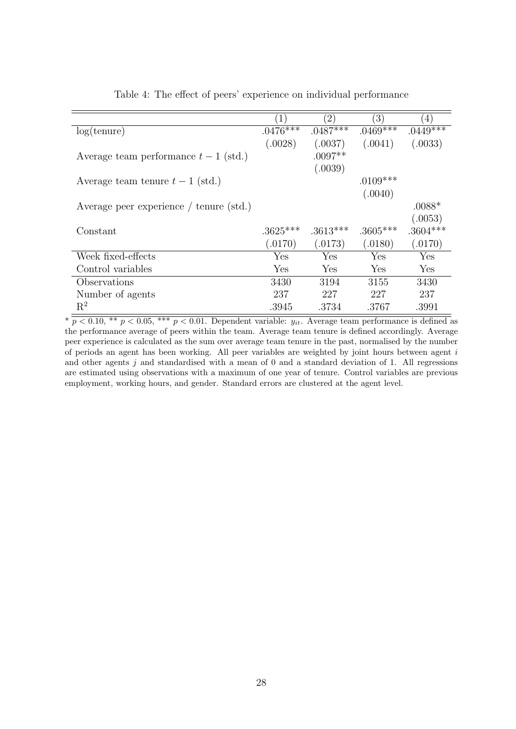Table 4: The effect of peers' experience on individual performance

| | (1) | (2) | (3) | (4) |
|---|---|---|---|---|
| log(tenure) | .0476*** | .0487*** | .0469*** | .0449*** |
| | (.0028) | (.0037) | (.0041) | (.0033) |
| Average team performance $t-1$ (std.) | | .0097** | | |
| | | (.0039) | | |
| Average team tenure $t-1$ (std.) | | | .0109*** | |
| | | | (.0040) | |
| Average peer experience / tenure (std.) | | | | .0088* |
| | | | | (.0053) |
| Constant | .3625*** | .3613*** | .3605*** | .3604*** |
| | (.0170) | (.0173) | (.0180) | (.0170) |
| Week fixed-effects | Yes | Yes | Yes | Yes |
| Control variables | Yes | Yes | Yes | Yes |
| Observations | 3430 | 3194 | 3155 | 3430 |
| Number of agents | 237 | 227 | 227 | 237 |
| $R^2$ | .3945 | .3734 | .3767 | .3991 |

* $p < 0.10$, ** $p < 0.05$, *** $p < 0.01$. Dependent variable: $y_{it}$. Average team performance is defined as the performance average of peers within the team. Average team tenure is defined accordingly. Average peer experience is calculated as the sum over average team tenure in the past, normalised by the number of periods an agent has been working. All peer variables are weighted by joint hours between agent $i$ and other agents $j$ and standardised with a mean of 0 and a standard deviation of 1. All regressions are estimated using observations with a maximum of one year of tenure. Control variables are previous employment, working hours, and gender. Standard errors are clustered at the agent level.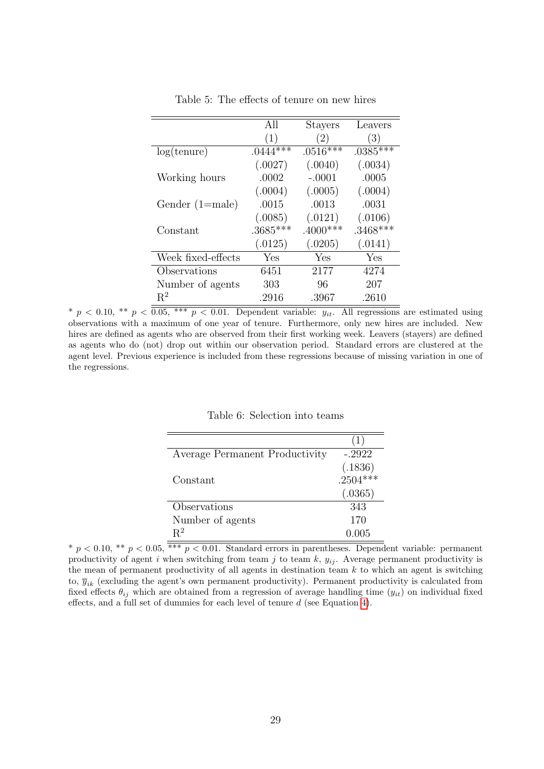Table 5: The effects of tenure on new hires

| | All | Stayers | Leavers |
|---|---|---|---|
| | (1) | (2) | (3) |
| log(tenure) | .0444*** | .0516*** | .0385*** |
| | (.0027) | (.0040) | (.0034) |
| Working hours | .0002 | -.0001 | .0005 |
| | (.0004) | (.0005) | (.0004) |
| Gender (1=male) | .0015 | .0013 | .0031 |
| | (.0085) | (.0121) | (.0106) |
| Constant | .3685*** | .4000*** | .3468*** |
| | (.0125) | (.0205) | (.0141) |
| Week fixed-effects | Yes | Yes | Yes |
| Observations | 6451 | 2177 | 4274 |
| Number of agents | 303 | 96 | 207 |
| $R^2$ | .2916 | .3967 | .2610 |

\* $p < 0.10$, \*\* $p < 0.05$, \*\*\* $p < 0.01$. Dependent variable: $y_{it}$. All regressions are estimated using observations with a maximum of one year of tenure. Furthermore, only new hires are included. New hires are defined as agents who are observed from their first working week. Leavers (stayers) are defined as agents who do (not) drop out within our observation period. Standard errors are clustered at the agent level. Previous experience is included from these regressions because of missing variation in one of the regressions.

Table 6: Selection into teams

| | (1) |
|---|---|
| Average Permanent Productivity | -.2922 |
| | (.1836) |
| Constant | .2504*** |
| | (.0365) |
| Observations | 343 |
| Number of agents | 170 |
| $R^2$ | 0.005 |

\* $p < 0.10$, \*\* $p < 0.05$, \*\*\* $p < 0.01$. Standard errors in parentheses. Dependent variable: permanent productivity of agent $i$ when switching from team $j$ to team $k$, $y_{ij}$. Average permanent productivity is the mean of permanent productivity of all agents in destination team $k$ to which an agent is switching to, $\overline{y}_{ik}$ (excluding the agent's own permanent productivity). Permanent productivity is calculated from fixed effects $\theta_{ij}$ which are obtained from a regression of average handling time ($y_{it}$) on individual fixed effects, and a full set of dummies for each level of tenure $d$ (see Equation 4).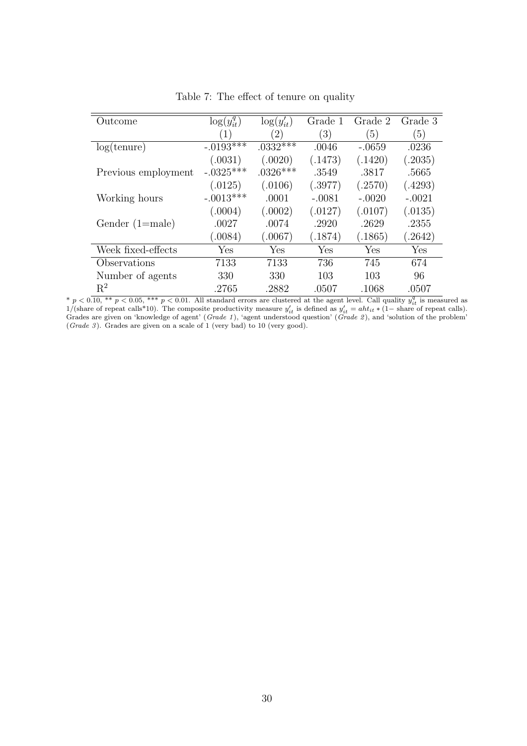Table 7: The effect of tenure on quality

| Outcome | $\log(y^q_{it})$ | $\log(y'_{it})$ | Grade 1 | Grade 2 | Grade 3 |
|---|---|---|---|---|---|
| | (1) | (2) | (3) | (5) | (5) |
| log(tenure) | -.0193*** | .0332*** | .0046 | -.0659 | .0236 |
| | (.0031) | (.0020) | (.1473) | (.1420) | (.2035) |
| Previous employment | -.0325*** | .0326*** | .3549 | .3817 | .5665 |
| | (.0125) | (.0106) | (.3977) | (.2570) | (.4293) |
| Working hours | -.0013*** | .0001 | -.0081 | -.0020 | -.0021 |
| | (.0004) | (.0002) | (.0127) | (.0107) | (.0135) |
| Gender (1=male) | .0027 | .0074 | .2920 | .2629 | .2355 |
| | (.0084) | (.0067) | (.1874) | (.1865) | (.2642) |
| Week fixed-effects | Yes | Yes | Yes | Yes | Yes |
| Observations | 7133 | 7133 | 736 | 745 | 674 |
| Number of agents | 330 | 330 | 103 | 103 | 96 |
| $R^2$ | .2765 | .2882 | .0507 | .1068 | .0507 |

\* $p < 0.10$, ** $p < 0.05$, *** $p < 0.01$. All standard errors are clustered at the agent level. Call quality $y^q_{it}$ is measured as 1/(share of repeat calls*10). The composite productivity measure $y'_{it}$ is defined as $y'_{it} = aht_{it} * (1-$ share of repeat calls). Grades are given on 'knowledge of agent' (*Grade 1*), 'agent understood question' (*Grade 2*), and 'solution of the problem' (*Grade 3*). Grades are given on a scale of 1 (very bad) to 10 (very good).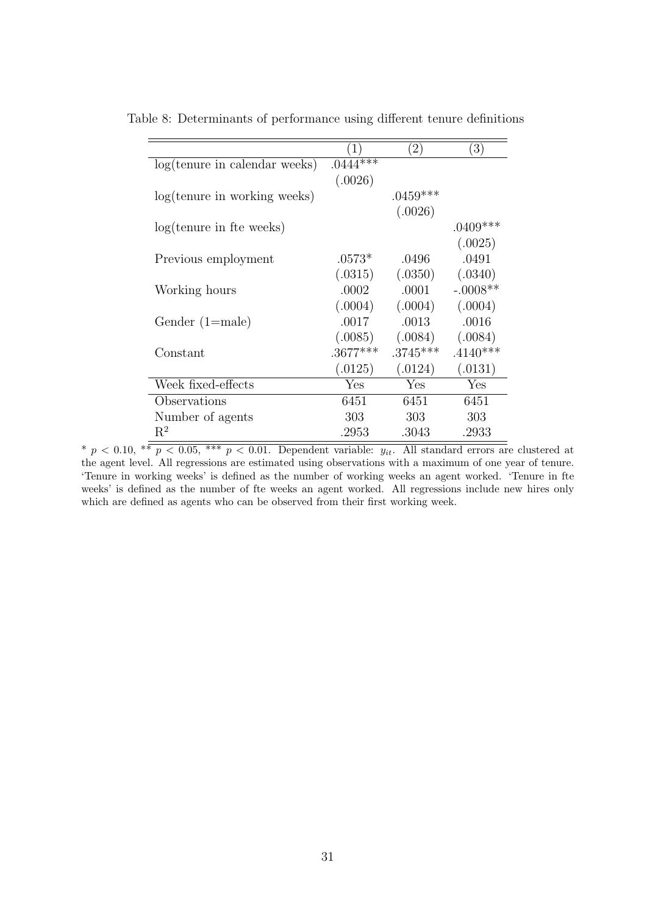Table 8: Determinants of performance using different tenure definitions

| | (1) | (2) | (3) |
|---|---|---|---|
| log(tenure in calendar weeks) | .0444*** | | |
| | (.0026) | | |
| log(tenure in working weeks) | | .0459*** | |
| | | (.0026) | |
| log(tenure in fte weeks) | | | .0409*** |
| | | | (.0025) |
| Previous employment | .0573* | .0496 | .0491 |
| | (.0315) | (.0350) | (.0340) |
| Working hours | .0002 | .0001 | -.0008** |
| | (.0004) | (.0004) | (.0004) |
| Gender (1=male) | .0017 | .0013 | .0016 |
| | (.0085) | (.0084) | (.0084) |
| Constant | .3677*** | .3745*** | .4140*** |
| | (.0125) | (.0124) | (.0131) |
| Week fixed-effects | Yes | Yes | Yes |
| Observations | 6451 | 6451 | 6451 |
| Number of agents | 303 | 303 | 303 |
| $R^2$ | .2953 | .3043 | .2933 |

* $p < 0.10$, ** $p < 0.05$, *** $p < 0.01$. Dependent variable: $y_{it}$. All standard errors are clustered at the agent level. All regressions are estimated using observations with a maximum of one year of tenure. 'Tenure in working weeks' is defined as the number of working weeks an agent worked. 'Tenure in fte weeks' is defined as the number of fte weeks an agent worked. All regressions include new hires only which are defined as agents who can be observed from their first working week.